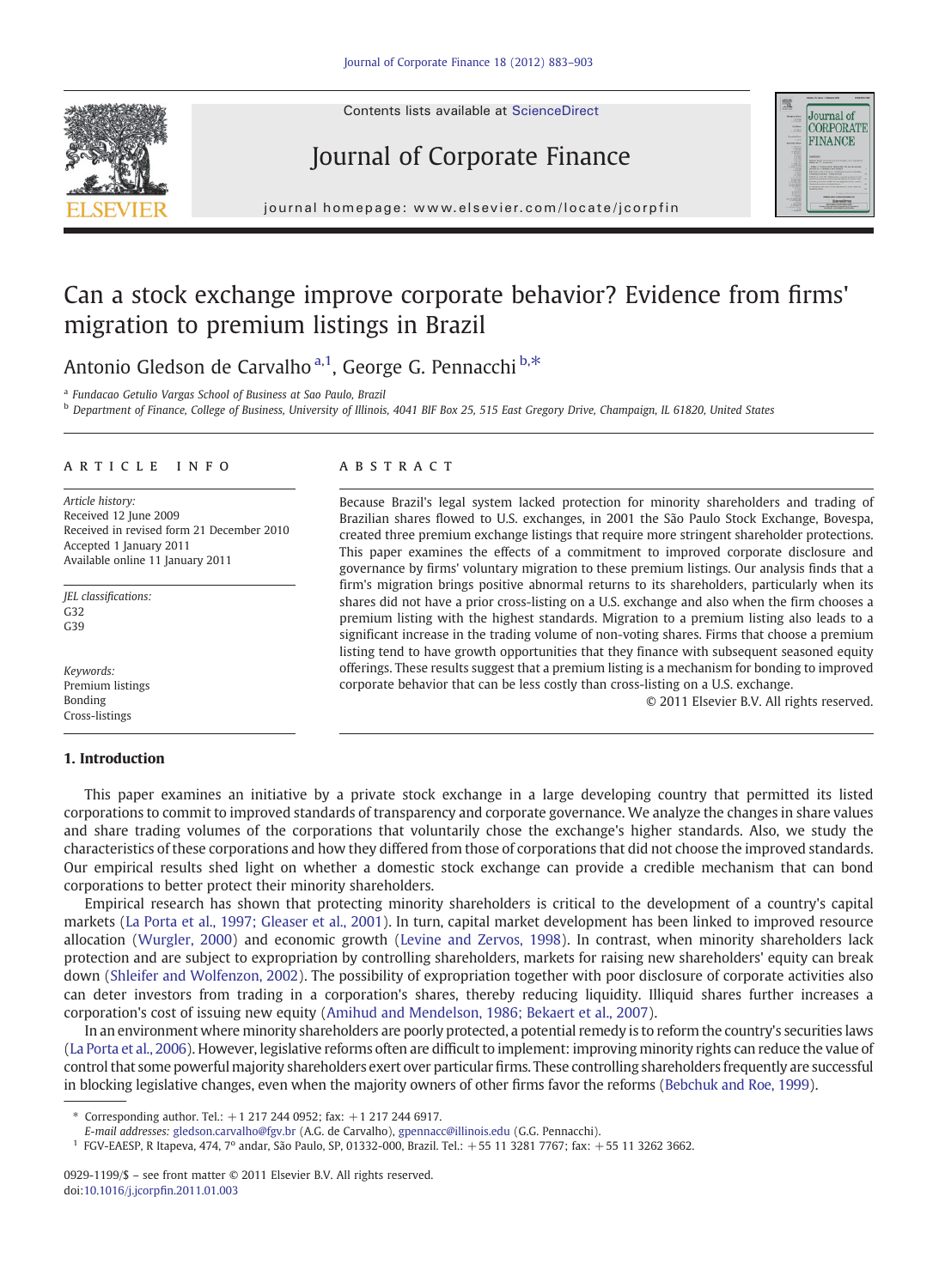# Can a stock exchange improve corporate behavior? Evidence from firms' migration to premium listings in Brazil

Antonio Gledson de Carvalho [a,1], George G. Pennacchi [b,*]

[a] Fundacao Getulio Vargas School of Business at Sao Paulo, Brazil

[b] Department of Finance, College of Business, University of Illinois, 4041 BIF Box 25, 515 East Gregory Drive, Champaign, IL 61820, United States

## ARTICLE INFO

*Article history:*
Received 12 June 2009
Received in revised form 21 December 2010
Accepted 1 January 2011
Available online 11 January 2011

*JEL classifications:*
G32
G39

*Keywords:*
Premium listings
Bonding
Cross-listings

## ABSTRACT

Because Brazil's legal system lacked protection for minority shareholders and trading of Brazilian shares flowed to U.S. exchanges, in 2001 the São Paulo Stock Exchange, Bovespa, created three premium exchange listings that require more stringent shareholder protections. This paper examines the effects of a commitment to improved corporate disclosure and governance by firms' voluntary migration to these premium listings. Our analysis finds that a firm's migration brings positive abnormal returns to its shareholders, particularly when its shares did not have a prior cross-listing on a U.S. exchange and also when the firm chooses a premium listing with the highest standards. Migration to a premium listing also leads to a significant increase in the trading volume of non-voting shares. Firms that choose a premium listing tend to have growth opportunities that they finance with subsequent seasoned equity offerings. These results suggest that a premium listing is a mechanism for bonding to improved corporate behavior that can be less costly than cross-listing on a U.S. exchange.

© 2011 Elsevier B.V. All rights reserved.

## 1. Introduction

This paper examines an initiative by a private stock exchange in a large developing country that permitted its listed corporations to commit to improved standards of transparency and corporate governance. We analyze the changes in share values and share trading volumes of the corporations that voluntarily chose the exchange's higher standards. Also, we study the characteristics of these corporations and how they differed from those of corporations that did not choose the improved standards. Our empirical results shed light on whether a domestic stock exchange can provide a credible mechanism that can bond corporations to better protect their minority shareholders.

Empirical research has shown that protecting minority shareholders is critical to the development of a country's capital markets (La Porta et al., 1997; Gleaser et al., 2001). In turn, capital market development has been linked to improved resource allocation (Wurgler, 2000) and economic growth (Levine and Zervos, 1998). In contrast, when minority shareholders lack protection and are subject to expropriation by controlling shareholders, markets for raising new shareholders' equity can break down (Shleifer and Wolfenzon, 2002). The possibility of expropriation together with poor disclosure of corporate activities also can deter investors from trading in a corporation's shares, thereby reducing liquidity. Illiquid shares further increases a corporation's cost of issuing new equity (Amihud and Mendelson, 1986; Bekaert et al., 2007).

In an environment where minority shareholders are poorly protected, a potential remedy is to reform the country's securities laws (La Porta et al., 2006). However, legislative reforms often are difficult to implement: improving minority rights can reduce the value of control that some powerful majority shareholders exert over particular firms. These controlling shareholders frequently are successful in blocking legislative changes, even when the majority owners of other firms favor the reforms (Bebchuk and Roe, 1999).

\* Corresponding author. Tel.: +1 217 244 0952; fax: +1 217 244 6917.
*E-mail addresses:* gledson.carvalho@fgv.br (A.G. de Carvalho), gpennacc@illinois.edu (G.G. Pennacchi).

[1] FGV-EAESP, R Itapeva, 474, 7° andar, São Paulo, SP, 01332-000, Brazil. Tel.: +55 11 3281 7767; fax: +55 11 3262 3662.

0929-1199/$ – see front matter © 2011 Elsevier B.V. All rights reserved.
doi:10.1016/j.jcorpfin.2011.01.003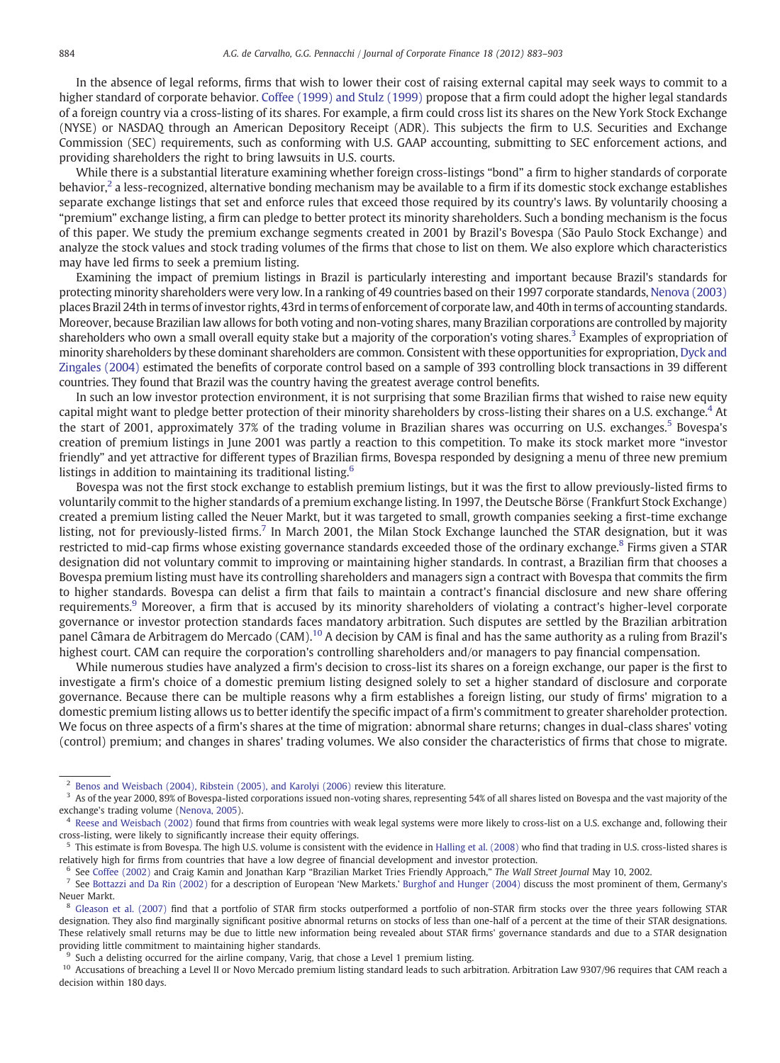In the absence of legal reforms, firms that wish to lower their cost of raising external capital may seek ways to commit to a higher standard of corporate behavior. Coffee (1999) and Stulz (1999) propose that a firm could adopt the higher legal standards of a foreign country via a cross-listing of its shares. For example, a firm could cross list its shares on the New York Stock Exchange (NYSE) or NASDAQ through an American Depository Receipt (ADR). This subjects the firm to U.S. Securities and Exchange Commission (SEC) requirements, such as conforming with U.S. GAAP accounting, submitting to SEC enforcement actions, and providing shareholders the right to bring lawsuits in U.S. courts.

While there is a substantial literature examining whether foreign cross-listings "bond" a firm to higher standards of corporate behavior,[2] a less-recognized, alternative bonding mechanism may be available to a firm if its domestic stock exchange establishes separate exchange listings that set and enforce rules that exceed those required by its country's laws. By voluntarily choosing a "premium" exchange listing, a firm can pledge to better protect its minority shareholders. Such a bonding mechanism is the focus of this paper. We study the premium exchange segments created in 2001 by Brazil's Bovespa (São Paulo Stock Exchange) and analyze the stock values and stock trading volumes of the firms that chose to list on them. We also explore which characteristics may have led firms to seek a premium listing.

Examining the impact of premium listings in Brazil is particularly interesting and important because Brazil's standards for protecting minority shareholders were very low. In a ranking of 49 countries based on their 1997 corporate standards, Nenova (2003) places Brazil 24th in terms of investor rights, 43rd in terms of enforcement of corporate law, and 40th in terms of accounting standards. Moreover, because Brazilian law allows for both voting and non-voting shares, many Brazilian corporations are controlled by majority shareholders who own a small overall equity stake but a majority of the corporation's voting shares.[3] Examples of expropriation of minority shareholders by these dominant shareholders are common. Consistent with these opportunities for expropriation, Dyck and Zingales (2004) estimated the benefits of corporate control based on a sample of 393 controlling block transactions in 39 different countries. They found that Brazil was the country having the greatest average control benefits.

In such an low investor protection environment, it is not surprising that some Brazilian firms that wished to raise new equity capital might want to pledge better protection of their minority shareholders by cross-listing their shares on a U.S. exchange.[4] At the start of 2001, approximately 37% of the trading volume in Brazilian shares was occurring on U.S. exchanges.[5] Bovespa's creation of premium listings in June 2001 was partly a reaction to this competition. To make its stock market more "investor friendly" and yet attractive for different types of Brazilian firms, Bovespa responded by designing a menu of three new premium listings in addition to maintaining its traditional listing.[6]

Bovespa was not the first stock exchange to establish premium listings, but it was the first to allow previously-listed firms to voluntarily commit to the higher standards of a premium exchange listing. In 1997, the Deutsche Börse (Frankfurt Stock Exchange) created a premium listing called the Neuer Markt, but it was targeted to small, growth companies seeking a first-time exchange listing, not for previously-listed firms.[7] In March 2001, the Milan Stock Exchange launched the STAR designation, but it was restricted to mid-cap firms whose existing governance standards exceeded those of the ordinary exchange.[8] Firms given a STAR designation did not voluntary commit to improving or maintaining higher standards. In contrast, a Brazilian firm that chooses a Bovespa premium listing must have its controlling shareholders and managers sign a contract with Bovespa that commits the firm to higher standards. Bovespa can delist a firm that fails to maintain a contract's financial disclosure and new share offering requirements.[9] Moreover, a firm that is accused by its minority shareholders of violating a contract's higher-level corporate governance or investor protection standards faces mandatory arbitration. Such disputes are settled by the Brazilian arbitration panel Câmara de Arbitragem do Mercado (CAM).[10] A decision by CAM is final and has the same authority as a ruling from Brazil's highest court. CAM can require the corporation's controlling shareholders and/or managers to pay financial compensation.

While numerous studies have analyzed a firm's decision to cross-list its shares on a foreign exchange, our paper is the first to investigate a firm's choice of a domestic premium listing designed solely to set a higher standard of disclosure and corporate governance. Because there can be multiple reasons why a firm establishes a foreign listing, our study of firms' migration to a domestic premium listing allows us to better identify the specific impact of a firm's commitment to greater shareholder protection. We focus on three aspects of a firm's shares at the time of migration: abnormal share returns; changes in dual-class shares' voting (control) premium; and changes in shares' trading volumes. We also consider the characteristics of firms that chose to migrate.

---

[2] Benos and Weisbach (2004), Ribstein (2005), and Karolyi (2006) review this literature.

[3] As of the year 2000, 89% of Bovespa-listed corporations issued non-voting shares, representing 54% of all shares listed on Bovespa and the vast majority of the exchange's trading volume (Nenova, 2005).

[4] Reese and Weisbach (2002) found that firms from countries with weak legal systems were more likely to cross-list on a U.S. exchange and, following their cross-listing, were likely to significantly increase their equity offerings.

[5] This estimate is from Bovespa. The high U.S. volume is consistent with the evidence in Halling et al. (2008) who find that trading in U.S. cross-listed shares is relatively high for firms from countries that have a low degree of financial development and investor protection.

[6] See Coffee (2002) and Craig Kamin and Jonathan Karp "Brazilian Market Tries Friendly Approach," *The Wall Street Journal* May 10, 2002.

[7] See Bottazzi and Da Rin (2002) for a description of European 'New Markets.' Burghof and Hunger (2004) discuss the most prominent of them, Germany's Neuer Markt.

[8] Gleason et al. (2007) find that a portfolio of STAR firm stocks outperformed a portfolio of non-STAR firm stocks over the three years following STAR designation. They also find marginally significant positive abnormal returns on stocks of less than one-half of a percent at the time of their STAR designations. These relatively small returns may be due to little new information being revealed about STAR firms' governance standards and due to a STAR designation providing little commitment to maintaining higher standards.

[9] Such a delisting occurred for the airline company, Varig, that chose a Level 1 premium listing.

[10] Accusations of breaching a Level II or Novo Mercado premium listing standard leads to such arbitration. Arbitration Law 9307/96 requires that CAM reach a decision within 180 days.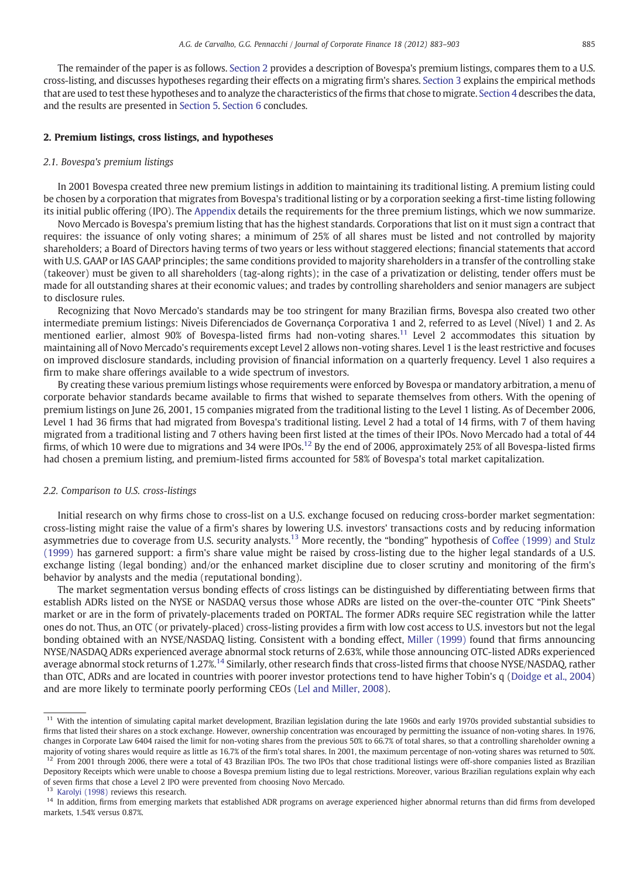The remainder of the paper is as follows. Section 2 provides a description of Bovespa's premium listings, compares them to a U.S. cross-listing, and discusses hypotheses regarding their effects on a migrating firm's shares. Section 3 explains the empirical methods that are used to test these hypotheses and to analyze the characteristics of the firms that chose to migrate. Section 4 describes the data, and the results are presented in Section 5. Section 6 concludes.

## 2. Premium listings, cross listings, and hypotheses

### 2.1. Bovespa's premium listings

In 2001 Bovespa created three new premium listings in addition to maintaining its traditional listing. A premium listing could be chosen by a corporation that migrates from Bovespa's traditional listing or by a corporation seeking a first-time listing following its initial public offering (IPO). The Appendix details the requirements for the three premium listings, which we now summarize.

Novo Mercado is Bovespa's premium listing that has the highest standards. Corporations that list on it must sign a contract that requires: the issuance of only voting shares; a minimum of 25% of all shares must be listed and not controlled by majority shareholders; a Board of Directors having terms of two years or less without staggered elections; financial statements that accord with U.S. GAAP or IAS GAAP principles; the same conditions provided to majority shareholders in a transfer of the controlling stake (takeover) must be given to all shareholders (tag-along rights); in the case of a privatization or delisting, tender offers must be made for all outstanding shares at their economic values; and trades by controlling shareholders and senior managers are subject to disclosure rules.

Recognizing that Novo Mercado's standards may be too stringent for many Brazilian firms, Bovespa also created two other intermediate premium listings: Niveis Diferenciados de Governança Corporativa 1 and 2, referred to as Level (Nível) 1 and 2. As mentioned earlier, almost 90% of Bovespa-listed firms had non-voting shares.[11] Level 2 accommodates this situation by maintaining all of Novo Mercado's requirements except Level 2 allows non-voting shares. Level 1 is the least restrictive and focuses on improved disclosure standards, including provision of financial information on a quarterly frequency. Level 1 also requires a firm to make share offerings available to a wide spectrum of investors.

By creating these various premium listings whose requirements were enforced by Bovespa or mandatory arbitration, a menu of corporate behavior standards became available to firms that wished to separate themselves from others. With the opening of premium listings on June 26, 2001, 15 companies migrated from the traditional listing to the Level 1 listing. As of December 2006, Level 1 had 36 firms that had migrated from Bovespa's traditional listing. Level 2 had a total of 14 firms, with 7 of them having migrated from a traditional listing and 7 others having been first listed at the times of their IPOs. Novo Mercado had a total of 44 firms, of which 10 were due to migrations and 34 were IPOs.[12] By the end of 2006, approximately 25% of all Bovespa-listed firms had chosen a premium listing, and premium-listed firms accounted for 58% of Bovespa's total market capitalization.

### 2.2. Comparison to U.S. cross-listings

Initial research on why firms chose to cross-list on a U.S. exchange focused on reducing cross-border market segmentation: cross-listing might raise the value of a firm's shares by lowering U.S. investors' transactions costs and by reducing information asymmetries due to coverage from U.S. security analysts.[13] More recently, the "bonding" hypothesis of Coffee (1999) and Stulz (1999) has garnered support: a firm's share value might be raised by cross-listing due to the higher legal standards of a U.S. exchange listing (legal bonding) and/or the enhanced market discipline due to closer scrutiny and monitoring of the firm's behavior by analysts and the media (reputational bonding).

The market segmentation versus bonding effects of cross listings can be distinguished by differentiating between firms that establish ADRs listed on the NYSE or NASDAQ versus those whose ADRs are listed on the over-the-counter OTC "Pink Sheets" market or are in the form of privately-placements traded on PORTAL. The former ADRs require SEC registration while the latter ones do not. Thus, an OTC (or privately-placed) cross-listing provides a firm with low cost access to U.S. investors but not the legal bonding obtained with an NYSE/NASDAQ listing. Consistent with a bonding effect, Miller (1999) found that firms announcing NYSE/NASDAQ ADRs experienced average abnormal stock returns of 2.63%, while those announcing OTC-listed ADRs experienced average abnormal stock returns of 1.27%.[14] Similarly, other research finds that cross-listed firms that choose NYSE/NASDAQ, rather than OTC, ADRs and are located in countries with poorer investor protections tend to have higher Tobin's q (Doidge et al., 2004) and are more likely to terminate poorly performing CEOs (Lel and Miller, 2008).

---

[11] With the intention of simulating capital market development, Brazilian legislation during the late 1960s and early 1970s provided substantial subsidies to firms that listed their shares on a stock exchange. However, ownership concentration was encouraged by permitting the issuance of non-voting shares. In 1976, changes in Corporate Law 6404 raised the limit for non-voting shares from the previous 50% to 66.7% of total shares, so that a controlling shareholder owning a majority of voting shares would require as little as 16.7% of the firm's total shares. In 2001, the maximum percentage of non-voting shares was returned to 50%.

[12] From 2001 through 2006, there were a total of 43 Brazilian IPOs. The two IPOs that chose traditional listings were off-shore companies listed as Brazilian Depository Receipts which were unable to choose a Bovespa premium listing due to legal restrictions. Moreover, various Brazilian regulations explain why each of seven firms that chose a Level 2 IPO were prevented from choosing Novo Mercado.

[13] Karolyi (1998) reviews this research.

[14] In addition, firms from emerging markets that established ADR programs on average experienced higher abnormal returns than did firms from developed markets, 1.54% versus 0.87%.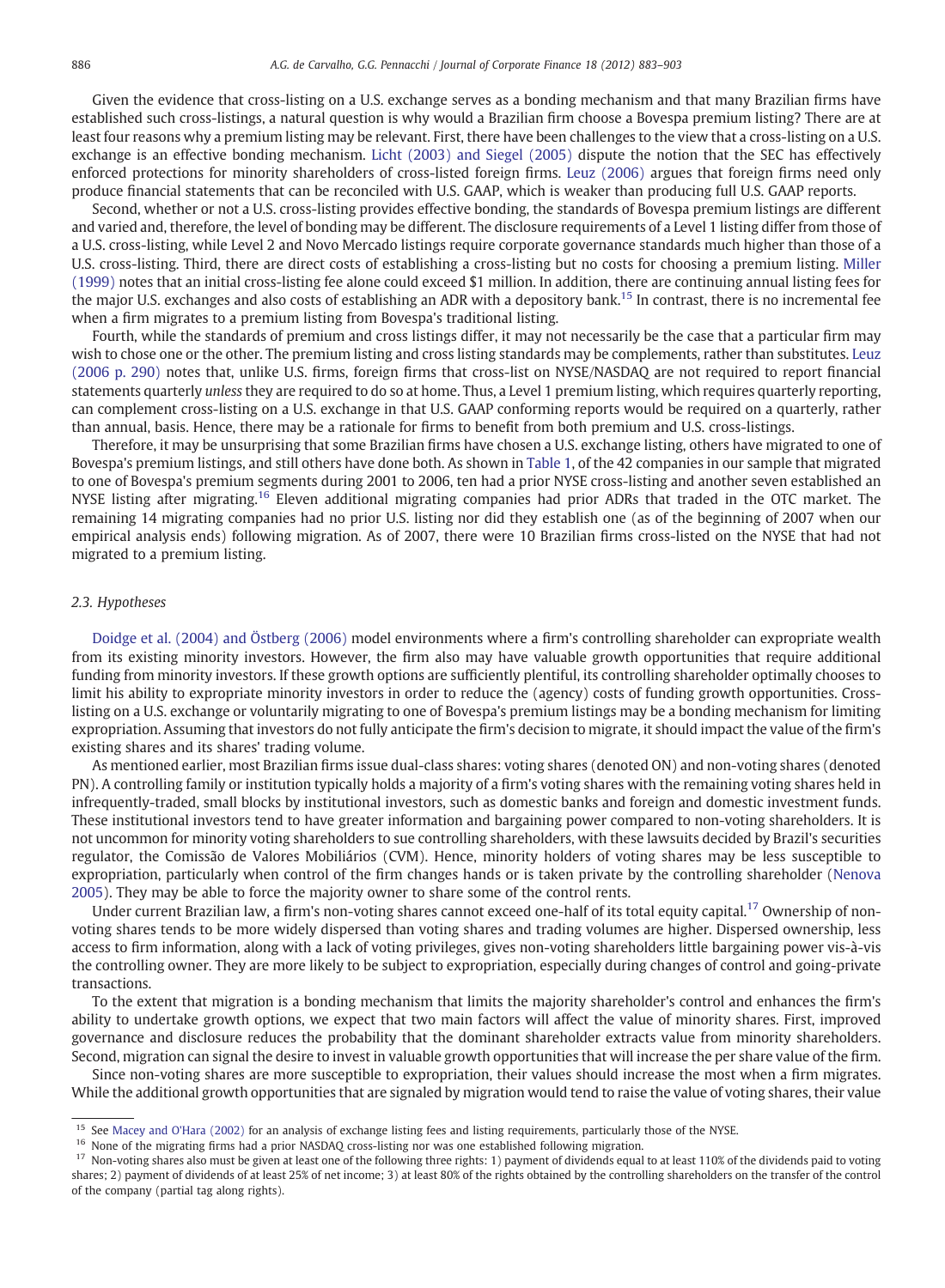Given the evidence that cross-listing on a U.S. exchange serves as a bonding mechanism and that many Brazilian firms have established such cross-listings, a natural question is why would a Brazilian firm choose a Bovespa premium listing? There are at least four reasons why a premium listing may be relevant. First, there have been challenges to the view that a cross-listing on a U.S. exchange is an effective bonding mechanism. Licht (2003) and Siegel (2005) dispute the notion that the SEC has effectively enforced protections for minority shareholders of cross-listed foreign firms. Leuz (2006) argues that foreign firms need only produce financial statements that can be reconciled with U.S. GAAP, which is weaker than producing full U.S. GAAP reports.

Second, whether or not a U.S. cross-listing provides effective bonding, the standards of Bovespa premium listings are different and varied and, therefore, the level of bonding may be different. The disclosure requirements of a Level 1 listing differ from those of a U.S. cross-listing, while Level 2 and Novo Mercado listings require corporate governance standards much higher than those of a U.S. cross-listing. Third, there are direct costs of establishing a cross-listing but no costs for choosing a premium listing. Miller (1999) notes that an initial cross-listing fee alone could exceed $1 million. In addition, there are continuing annual listing fees for the major U.S. exchanges and also costs of establishing an ADR with a depository bank.[15] In contrast, there is no incremental fee when a firm migrates to a premium listing from Bovespa's traditional listing.

Fourth, while the standards of premium and cross listings differ, it may not necessarily be the case that a particular firm may wish to chose one or the other. The premium listing and cross listing standards may be complements, rather than substitutes. Leuz (2006 p. 290) notes that, unlike U.S. firms, foreign firms that cross-list on NYSE/NASDAQ are not required to report financial statements quarterly *unless* they are required to do so at home. Thus, a Level 1 premium listing, which requires quarterly reporting, can complement cross-listing on a U.S. exchange in that U.S. GAAP conforming reports would be required on a quarterly, rather than annual, basis. Hence, there may be a rationale for firms to benefit from both premium and U.S. cross-listings.

Therefore, it may be unsurprising that some Brazilian firms have chosen a U.S. exchange listing, others have migrated to one of Bovespa's premium listings, and still others have done both. As shown in Table 1, of the 42 companies in our sample that migrated to one of Bovespa's premium segments during 2001 to 2006, ten had a prior NYSE cross-listing and another seven established an NYSE listing after migrating.[16] Eleven additional migrating companies had prior ADRs that traded in the OTC market. The remaining 14 migrating companies had no prior U.S. listing nor did they establish one (as of the beginning of 2007 when our empirical analysis ends) following migration. As of 2007, there were 10 Brazilian firms cross-listed on the NYSE that had not migrated to a premium listing.

### 2.3. Hypotheses

Doidge et al. (2004) and Östberg (2006) model environments where a firm's controlling shareholder can expropriate wealth from its existing minority investors. However, the firm also may have valuable growth opportunities that require additional funding from minority investors. If these growth options are sufficiently plentiful, its controlling shareholder optimally chooses to limit his ability to expropriate minority investors in order to reduce the (agency) costs of funding growth opportunities. Cross-listing on a U.S. exchange or voluntarily migrating to one of Bovespa's premium listings may be a bonding mechanism for limiting expropriation. Assuming that investors do not fully anticipate the firm's decision to migrate, it should impact the value of the firm's existing shares and its shares' trading volume.

As mentioned earlier, most Brazilian firms issue dual-class shares: voting shares (denoted ON) and non-voting shares (denoted PN). A controlling family or institution typically holds a majority of a firm's voting shares with the remaining voting shares held in infrequently-traded, small blocks by institutional investors, such as domestic banks and foreign and domestic investment funds. These institutional investors tend to have greater information and bargaining power compared to non-voting shareholders. It is not uncommon for minority voting shareholders to sue controlling shareholders, with these lawsuits decided by Brazil's securities regulator, the Comissão de Valores Mobiliários (CVM). Hence, minority holders of voting shares may be less susceptible to expropriation, particularly when control of the firm changes hands or is taken private by the controlling shareholder (Nenova 2005). They may be able to force the majority owner to share some of the control rents.

Under current Brazilian law, a firm's non-voting shares cannot exceed one-half of its total equity capital.[17] Ownership of non-voting shares tends to be more widely dispersed than voting shares and trading volumes are higher. Dispersed ownership, less access to firm information, along with a lack of voting privileges, gives non-voting shareholders little bargaining power vis-à-vis the controlling owner. They are more likely to be subject to expropriation, especially during changes of control and going-private transactions.

To the extent that migration is a bonding mechanism that limits the majority shareholder's control and enhances the firm's ability to undertake growth options, we expect that two main factors will affect the value of minority shares. First, improved governance and disclosure reduces the probability that the dominant shareholder extracts value from minority shareholders. Second, migration can signal the desire to invest in valuable growth opportunities that will increase the per share value of the firm.

Since non-voting shares are more susceptible to expropriation, their values should increase the most when a firm migrates. While the additional growth opportunities that are signaled by migration would tend to raise the value of voting shares, their value

[15] See Macey and O'Hara (2002) for an analysis of exchange listing fees and listing requirements, particularly those of the NYSE.

[16] None of the migrating firms had a prior NASDAQ cross-listing nor was one established following migration.

[17] Non-voting shares also must be given at least one of the following three rights: 1) payment of dividends equal to at least 110% of the dividends paid to voting shares; 2) payment of dividends of at least 25% of net income; 3) at least 80% of the rights obtained by the controlling shareholders on the transfer of the control of the company (partial tag along rights).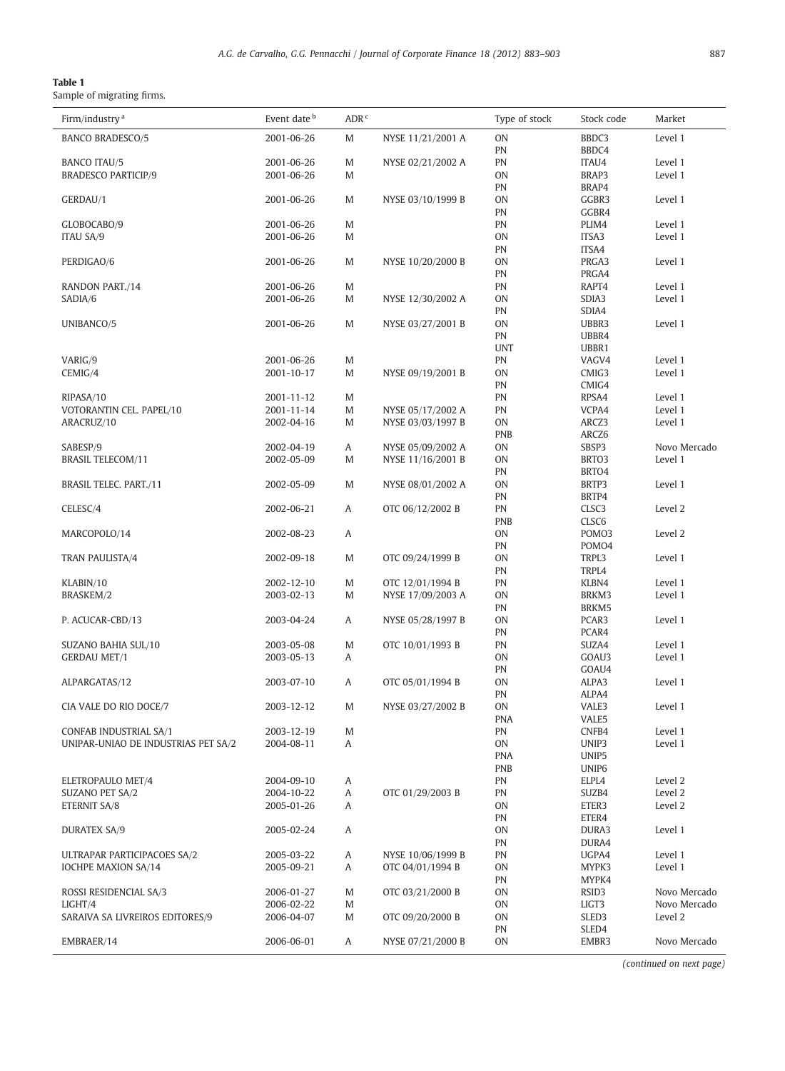**Table 1**
Sample of migrating firms.

| Firm/industry [a] | Event date [b] | ADR [c] | | Type of stock | Stock code | Market |
|---|---|---|---|---|---|---|
| BANCO BRADESCO/5 | 2001-06-26 | M | NYSE 11/21/2001 A | ON | BBDC3 | Level 1 |
| | | | | PN | BBDC4 | |
| BANCO ITAU/5 | 2001-06-26 | M | NYSE 02/21/2002 A | PN | ITAU4 | Level 1 |
| BRADESCO PARTICIP/9 | 2001-06-26 | M | | ON | BRAP3 | Level 1 |
| | | | | PN | BRAP4 | |
| GERDAU/1 | 2001-06-26 | M | NYSE 03/10/1999 B | ON | GGBR3 | Level 1 |
| | | | | PN | GGBR4 | |
| GLOBOCABO/9 | 2001-06-26 | M | | PN | PLIM4 | Level 1 |
| ITAU SA/9 | 2001-06-26 | M | | ON | ITSA3 | Level 1 |
| | | | | PN | ITSA4 | |
| PERDIGAO/6 | 2001-06-26 | M | NYSE 10/20/2000 B | ON | PRGA3 | Level 1 |
| | | | | PN | PRGA4 | |
| RANDON PART./14 | 2001-06-26 | M | | PN | RAPT4 | Level 1 |
| SADIA/6 | 2001-06-26 | M | NYSE 12/30/2002 A | ON | SDIA3 | Level 1 |
| | | | | PN | SDIA4 | |
| UNIBANCO/5 | 2001-06-26 | M | NYSE 03/27/2001 B | ON | UBBR3 | Level 1 |
| | | | | PN | UBBR4 | |
| | | | | UNT | UBBR1 | |
| VARIG/9 | 2001-06-26 | M | | PN | VAGV4 | Level 1 |
| CEMIG/4 | 2001-10-17 | M | NYSE 09/19/2001 B | ON | CMIG3 | Level 1 |
| | | | | PN | CMIG4 | |
| RIPASA/10 | 2001-11-12 | M | | PN | RPSA4 | Level 1 |
| VOTORANTIN CEL. PAPEL/10 | 2001-11-14 | M | NYSE 05/17/2002 A | PN | VCPA4 | Level 1 |
| ARACRUZ/10 | 2002-04-16 | M | NYSE 03/03/1997 B | ON | ARCZ3 | Level 1 |
| | | | | PNB | ARCZ6 | |
| SABESP/9 | 2002-04-19 | A | NYSE 05/09/2002 A | ON | SBSP3 | Novo Mercado |
| BRASIL TELECOM/11 | 2002-05-09 | M | NYSE 11/16/2001 B | ON | BRTO3 | Level 1 |
| | | | | PN | BRTO4 | |
| BRASIL TELEC. PART./11 | 2002-05-09 | M | NYSE 08/01/2002 A | ON | BRTP3 | Level 1 |
| | | | | PN | BRTP4 | |
| CELESC/4 | 2002-06-21 | A | OTC 06/12/2002 B | PN | CLSC3 | Level 2 |
| | | | | PNB | CLSC6 | |
| MARCOPOLO/14 | 2002-08-23 | A | | ON | POMO3 | Level 2 |
| | | | | PN | POMO4 | |
| TRAN PAULISTA/4 | 2002-09-18 | M | OTC 09/24/1999 B | ON | TRPL3 | Level 1 |
| | | | | PN | TRPL4 | |
| KLABIN/10 | 2002-12-10 | M | OTC 12/01/1994 B | PN | KLBN4 | Level 1 |
| BRASKEM/2 | 2003-02-13 | M | NYSE 17/09/2003 A | ON | BRKM3 | Level 1 |
| | | | | PN | BRKM5 | |
| P. ACUCAR-CBD/13 | 2003-04-24 | A | NYSE 05/28/1997 B | ON | PCAR3 | Level 1 |
| | | | | PN | PCAR4 | |
| SUZANO BAHIA SUL/10 | 2003-05-08 | M | OTC 10/01/1993 B | PN | SUZA4 | Level 1 |
| GERDAU MET/1 | 2003-05-13 | A | | ON | GOAU3 | Level 1 |
| | | | | PN | GOAU4 | |
| ALPARGATAS/12 | 2003-07-10 | A | OTC 05/01/1994 B | ON | ALPA3 | Level 1 |
| | | | | PN | ALPA4 | |
| CIA VALE DO RIO DOCE/7 | 2003-12-12 | M | NYSE 03/27/2002 B | ON | VALE3 | Level 1 |
| | | | | PNA | VALE5 | |
| CONFAB INDUSTRIAL SA/1 | 2003-12-19 | M | | PN | CNFB4 | Level 1 |
| UNIPAR-UNIAO DE INDUSTRIAS PET SA/2 | 2004-08-11 | A | | ON | UNIP3 | Level 1 |
| | | | | PNA | UNIP5 | |
| | | | | PNB | UNIP6 | |
| ELETROPAULO MET/4 | 2004-09-10 | A | | PN | ELPL4 | Level 2 |
| SUZANO PET SA/2 | 2004-10-22 | A | OTC 01/29/2003 B | PN | SUZB4 | Level 2 |
| ETERNIT SA/8 | 2005-01-26 | A | | ON | ETER3 | Level 2 |
| | | | | PN | ETER4 | |
| DURATEX SA/9 | 2005-02-24 | A | | ON | DURA3 | Level 1 |
| | | | | PN | DURA4 | |
| ULTRAPAR PARTICIPACOES SA/2 | 2005-03-22 | A | NYSE 10/06/1999 B | PN | UGPA4 | Level 1 |
| IOCHPE MAXION SA/14 | 2005-09-21 | A | OTC 04/01/1994 B | ON | MYPK3 | Level 1 |
| | | | | PN | MYPK4 | |
| ROSSI RESIDENCIAL SA/3 | 2006-01-27 | M | OTC 03/21/2000 B | ON | RSID3 | Novo Mercado |
| LIGHT/4 | 2006-02-22 | M | | ON | LIGT3 | Novo Mercado |
| SARAIVA SA LIVREIROS EDITORES/9 | 2006-04-07 | M | OTC 09/20/2000 B | ON | SLED3 | Level 2 |
| | | | | PN | SLED4 | |
| EMBRAER/14 | 2006-06-01 | A | NYSE 07/21/2000 B | ON | EMBR3 | Novo Mercado |

*(continued on next page)*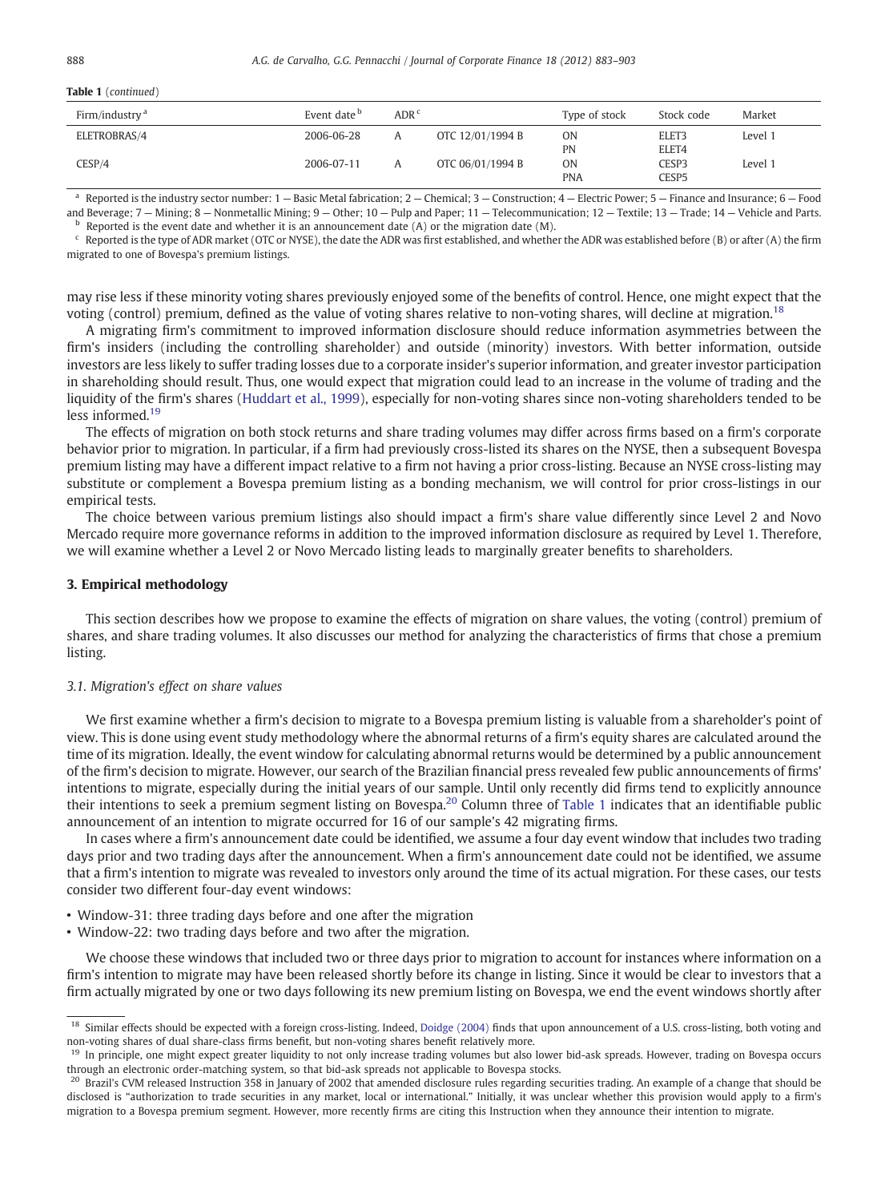**Table 1** (*continued*)

| Firm/industry [a] | Event date [b] | ADR [c] | | Type of stock | Stock code | Market |
|---|---|---|---|---|---|---|
| ELETROBRAS/4 | 2006-06-28 | A | OTC 12/01/1994 B | ON | ELET3 | Level 1 |
| | | | | PN | ELET4 | |
| CESP/4 | 2006-07-11 | A | OTC 06/01/1994 B | ON | CESP3 | Level 1 |
| | | | | PNA | CESP5 | |

[a] Reported is the industry sector number: 1 — Basic Metal fabrication; 2 — Chemical; 3 — Construction; 4 — Electric Power; 5 — Finance and Insurance; 6 — Food and Beverage; 7 — Mining; 8 — Nonmetallic Mining; 9 — Other; 10 — Pulp and Paper; 11 — Telecommunication; 12 — Textile; 13 — Trade; 14 — Vehicle and Parts.

[b] Reported is the event date and whether it is an announcement date (A) or the migration date (M).

[c] Reported is the type of ADR market (OTC or NYSE), the date the ADR was first established, and whether the ADR was established before (B) or after (A) the firm migrated to one of Bovespa's premium listings.

may rise less if these minority voting shares previously enjoyed some of the benefits of control. Hence, one might expect that the voting (control) premium, defined as the value of voting shares relative to non-voting shares, will decline at migration.[18]

A migrating firm's commitment to improved information disclosure should reduce information asymmetries between the firm's insiders (including the controlling shareholder) and outside (minority) investors. With better information, outside investors are less likely to suffer trading losses due to a corporate insider's superior information, and greater investor participation in shareholding should result. Thus, one would expect that migration could lead to an increase in the volume of trading and the liquidity of the firm's shares (Huddart et al., 1999), especially for non-voting shares since non-voting shareholders tended to be less informed.[19]

The effects of migration on both stock returns and share trading volumes may differ across firms based on a firm's corporate behavior prior to migration. In particular, if a firm had previously cross-listed its shares on the NYSE, then a subsequent Bovespa premium listing may have a different impact relative to a firm not having a prior cross-listing. Because an NYSE cross-listing may substitute or complement a Bovespa premium listing as a bonding mechanism, we will control for prior cross-listings in our empirical tests.

The choice between various premium listings also should impact a firm's share value differently since Level 2 and Novo Mercado require more governance reforms in addition to the improved information disclosure as required by Level 1. Therefore, we will examine whether a Level 2 or Novo Mercado listing leads to marginally greater benefits to shareholders.

## 3. Empirical methodology

This section describes how we propose to examine the effects of migration on share values, the voting (control) premium of shares, and share trading volumes. It also discusses our method for analyzing the characteristics of firms that chose a premium listing.

### *3.1. Migration's effect on share values*

We first examine whether a firm's decision to migrate to a Bovespa premium listing is valuable from a shareholder's point of view. This is done using event study methodology where the abnormal returns of a firm's equity shares are calculated around the time of its migration. Ideally, the event window for calculating abnormal returns would be determined by a public announcement of the firm's decision to migrate. However, our search of the Brazilian financial press revealed few public announcements of firms' intentions to migrate, especially during the initial years of our sample. Until only recently did firms tend to explicitly announce their intentions to seek a premium segment listing on Bovespa.[20] Column three of Table 1 indicates that an identifiable public announcement of an intention to migrate occurred for 16 of our sample's 42 migrating firms.

In cases where a firm's announcement date could be identified, we assume a four day event window that includes two trading days prior and two trading days after the announcement. When a firm's announcement date could not be identified, we assume that a firm's intention to migrate was revealed to investors only around the time of its actual migration. For these cases, our tests consider two different four-day event windows:

- Window-31: three trading days before and one after the migration
- Window-22: two trading days before and two after the migration.

We choose these windows that included two or three days prior to migration to account for instances where information on a firm's intention to migrate may have been released shortly before its change in listing. Since it would be clear to investors that a firm actually migrated by one or two days following its new premium listing on Bovespa, we end the event windows shortly after

[18] Similar effects should be expected with a foreign cross-listing. Indeed, Doidge (2004) finds that upon announcement of a U.S. cross-listing, both voting and non-voting shares of dual share-class firms benefit, but non-voting shares benefit relatively more.

[19] In principle, one might expect greater liquidity to not only increase trading volumes but also lower bid-ask spreads. However, trading on Bovespa occurs through an electronic order-matching system, so that bid-ask spreads not applicable to Bovespa stocks.

[20] Brazil's CVM released Instruction 358 in January of 2002 that amended disclosure rules regarding securities trading. An example of a change that should be disclosed is "authorization to trade securities in any market, local or international." Initially, it was unclear whether this provision would apply to a firm's migration to a Bovespa premium segment. However, more recently firms are citing this Instruction when they announce their intention to migrate.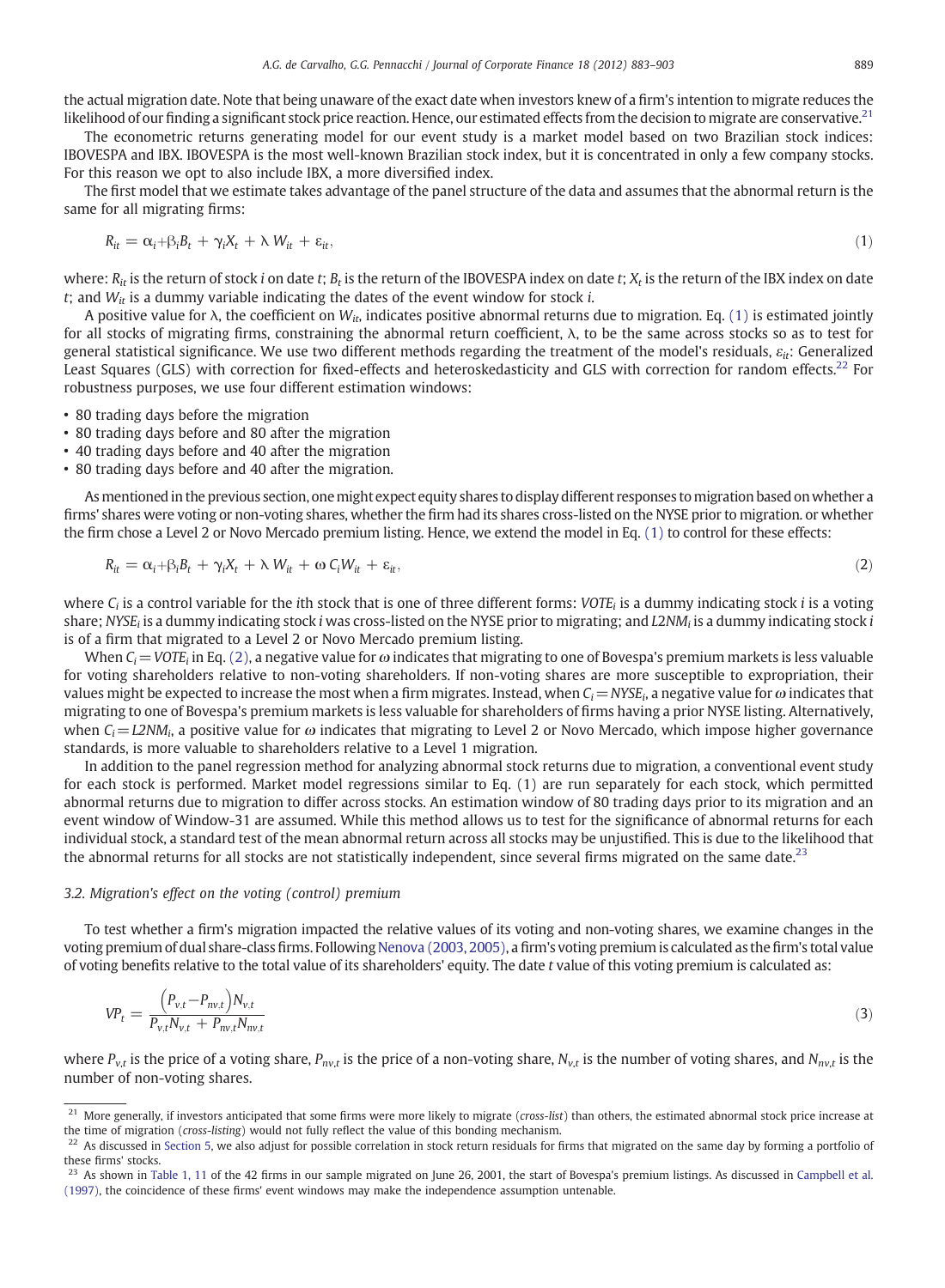the actual migration date. Note that being unaware of the exact date when investors knew of a firm's intention to migrate reduces the likelihood of our finding a significant stock price reaction. Hence, our estimated effects from the decision to migrate are conservative.[21]

The econometric returns generating model for our event study is a market model based on two Brazilian stock indices: IBOVESPA and IBX. IBOVESPA is the most well-known Brazilian stock index, but it is concentrated in only a few company stocks. For this reason we opt to also include IBX, a more diversified index.

The first model that we estimate takes advantage of the panel structure of the data and assumes that the abnormal return is the same for all migrating firms:

$$R_{it} = \alpha_i + \beta_i B_t + \gamma_i X_t + \lambda W_{it} + \varepsilon_{it}, \tag{1}$$

where: $R_{it}$ is the return of stock $i$ on date $t$; $B_t$ is the return of the IBOVESPA index on date $t$; $X_t$ is the return of the IBX index on date $t$; and $W_{it}$ is a dummy variable indicating the dates of the event window for stock $i$.

A positive value for $\lambda$, the coefficient on $W_{it}$, indicates positive abnormal returns due to migration. Eq. (1) is estimated jointly for all stocks of migrating firms, constraining the abnormal return coefficient, $\lambda$, to be the same across stocks so as to test for general statistical significance. We use two different methods regarding the treatment of the model's residuals, $\varepsilon_{it}$: Generalized Least Squares (GLS) with correction for fixed-effects and heteroskedasticity and GLS with correction for random effects.[22] For robustness purposes, we use four different estimation windows:

- 80 trading days before the migration
- 80 trading days before and 80 after the migration
- 40 trading days before and 40 after the migration
- 80 trading days before and 40 after the migration.

As mentioned in the previous section, one might expect equity shares to display different responses to migration based on whether a firms' shares were voting or non-voting shares, whether the firm had its shares cross-listed on the NYSE prior to migration. or whether the firm chose a Level 2 or Novo Mercado premium listing. Hence, we extend the model in Eq. (1) to control for these effects:

$$R_{it} = \alpha_i + \beta_i B_t + \gamma_i X_t + \lambda W_{it} + \omega C_i W_{it} + \varepsilon_{it}, \tag{2}$$

where $C_i$ is a control variable for the $i$th stock that is one of three different forms: $VOTE_i$ is a dummy indicating stock $i$ is a voting share; $NYSE_i$ is a dummy indicating stock $i$ was cross-listed on the NYSE prior to migrating; and $L2NM_i$ is a dummy indicating stock $i$ is of a firm that migrated to a Level 2 or Novo Mercado premium listing.

When $C_i = VOTE_i$ in Eq. (2), a negative value for $\omega$ indicates that migrating to one of Bovespa's premium markets is less valuable for voting shareholders relative to non-voting shareholders. If non-voting shares are more susceptible to expropriation, their values might be expected to increase the most when a firm migrates. Instead, when $C_i = NYSE_i$, a negative value for $\omega$ indicates that migrating to one of Bovespa's premium markets is less valuable for shareholders of firms having a prior NYSE listing. Alternatively, when $C_i = L2NM_i$, a positive value for $\omega$ indicates that migrating to Level 2 or Novo Mercado, which impose higher governance standards, is more valuable to shareholders relative to a Level 1 migration.

In addition to the panel regression method for analyzing abnormal stock returns due to migration, a conventional event study for each stock is performed. Market model regressions similar to Eq. (1) are run separately for each stock, which permitted abnormal returns due to migration to differ across stocks. An estimation window of 80 trading days prior to its migration and an event window of Window-31 are assumed. While this method allows us to test for the significance of abnormal returns for each individual stock, a standard test of the mean abnormal return across all stocks may be unjustified. This is due to the likelihood that the abnormal returns for all stocks are not statistically independent, since several firms migrated on the same date.[23]

### 3.2. Migration's effect on the voting (control) premium

To test whether a firm's migration impacted the relative values of its voting and non-voting shares, we examine changes in the voting premium of dual share-class firms. Following Nenova (2003, 2005), a firm's voting premium is calculated as the firm's total value of voting benefits relative to the total value of its shareholders' equity. The date $t$ value of this voting premium is calculated as:

$$VP_t = \frac{\left(P_{v,t} - P_{nv,t}\right) N_{v,t}}{P_{v,t} N_{v,t} + P_{nv,t} N_{nv,t}} \tag{3}$$

where $P_{v,t}$ is the price of a voting share, $P_{nv,t}$ is the price of a non-voting share, $N_{v,t}$ is the number of voting shares, and $N_{nv,t}$ is the number of non-voting shares.

---

[21] More generally, if investors anticipated that some firms were more likely to migrate (*cross-list*) than others, the estimated abnormal stock price increase at the time of migration (*cross-listing*) would not fully reflect the value of this bonding mechanism.

[22] As discussed in Section 5, we also adjust for possible correlation in stock return residuals for firms that migrated on the same day by forming a portfolio of these firms' stocks.

[23] As shown in Table 1, 11 of the 42 firms in our sample migrated on June 26, 2001, the start of Bovespa's premium listings. As discussed in Campbell et al. (1997), the coincidence of these firms' event windows may make the independence assumption untenable.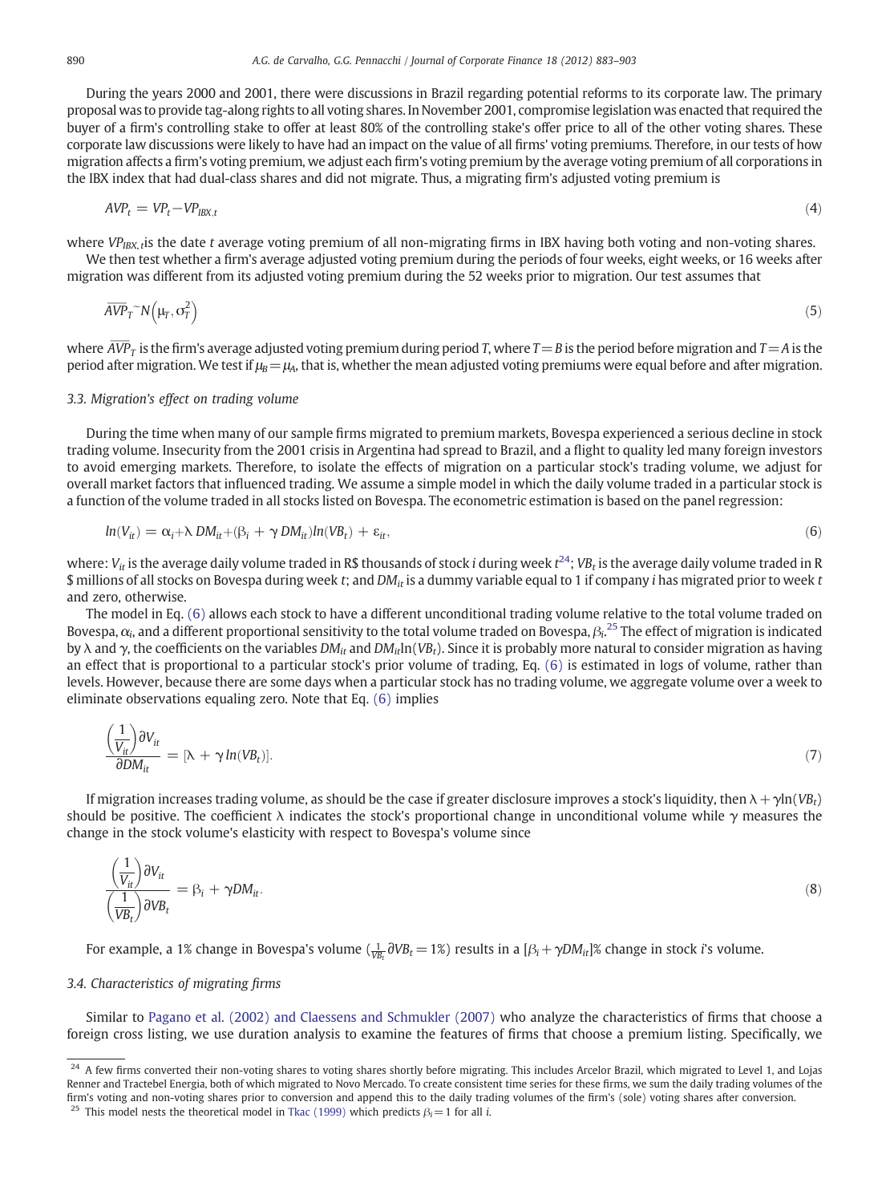During the years 2000 and 2001, there were discussions in Brazil regarding potential reforms to its corporate law. The primary proposal was to provide tag-along rights to all voting shares. In November 2001, compromise legislation was enacted that required the buyer of a firm's controlling stake to offer at least 80% of the controlling stake's offer price to all of the other voting shares. These corporate law discussions were likely to have had an impact on the value of all firms' voting premiums. Therefore, in our tests of how migration affects a firm's voting premium, we adjust each firm's voting premium by the average voting premium of all corporations in the IBX index that had dual-class shares and did not migrate. Thus, a migrating firm's adjusted voting premium is

$$AVP_t = VP_t - VP_{IBX,t} \tag{4}$$

where $VP_{IBX,t}$ is the date $t$ average voting premium of all non-migrating firms in IBX having both voting and non-voting shares.

We then test whether a firm's average adjusted voting premium during the periods of four weeks, eight weeks, or 16 weeks after migration was different from its adjusted voting premium during the 52 weeks prior to migration. Our test assumes that

$$\overline{AVP}_T \sim N\left(\mu_T, \sigma_T^2\right) \tag{5}$$

where $\overline{AVP}_T$ is the firm's average adjusted voting premium during period $T$, where $T = B$ is the period before migration and $T = A$ is the period after migration. We test if $\mu_B = \mu_A$, that is, whether the mean adjusted voting premiums were equal before and after migration.

### 3.3. Migration's effect on trading volume

During the time when many of our sample firms migrated to premium markets, Bovespa experienced a serious decline in stock trading volume. Insecurity from the 2001 crisis in Argentina had spread to Brazil, and a flight to quality led many foreign investors to avoid emerging markets. Therefore, to isolate the effects of migration on a particular stock's trading volume, we adjust for overall market factors that influenced trading. We assume a simple model in which the daily volume traded in a particular stock is a function of the volume traded in all stocks listed on Bovespa. The econometric estimation is based on the panel regression:

$$\ln(V_{it}) = \alpha_i + \lambda\, DM_{it} + (\beta_i + \gamma\, DM_{it})\ln(VB_t) + \varepsilon_{it}, \tag{6}$$

where: $V_{it}$ is the average daily volume traded in R$ thousands of stock $i$ during week $t$[24]; $VB_t$ is the average daily volume traded in R$ millions of all stocks on Bovespa during week $t$; and $DM_{it}$ is a dummy variable equal to 1 if company $i$ has migrated prior to week $t$ and zero, otherwise.

The model in Eq. (6) allows each stock to have a different unconditional trading volume relative to the total volume traded on Bovespa, $\alpha_i$, and a different proportional sensitivity to the total volume traded on Bovespa, $\beta_i$.[25] The effect of migration is indicated by $\lambda$ and $\gamma$, the coefficients on the variables $DM_{it}$ and $DM_{it}\ln(VB_t)$. Since it is probably more natural to consider migration as having an effect that is proportional to a particular stock's prior volume of trading, Eq. (6) is estimated in logs of volume, rather than levels. However, because there are some days when a particular stock has no trading volume, we aggregate volume over a week to eliminate observations equaling zero. Note that Eq. (6) implies

$$\frac{\left(\frac{1}{V_{it}}\right)\partial V_{it}}{\partial DM_{it}} = [\lambda + \gamma \ln(VB_t)]. \tag{7}$$

If migration increases trading volume, as should be the case if greater disclosure improves a stock's liquidity, then $\lambda + \gamma\ln(VB_t)$ should be positive. The coefficient $\lambda$ indicates the stock's proportional change in unconditional volume while $\gamma$ measures the change in the stock volume's elasticity with respect to Bovespa's volume since

$$\frac{\left(\frac{1}{V_{it}}\right)\partial V_{it}}{\left(\frac{1}{VB_t}\right)\partial VB_t} = \beta_i + \gamma DM_{it}. \tag{8}$$

For example, a 1% change in Bovespa's volume ($\frac{1}{VB_t}\partial VB_t = 1\%$) results in a $[\beta_i + \gamma DM_{it}]\%$ change in stock $i$'s volume.

### 3.4. Characteristics of migrating firms

Similar to Pagano et al. (2002) and Claessens and Schmukler (2007) who analyze the characteristics of firms that choose a foreign cross listing, we use duration analysis to examine the features of firms that choose a premium listing. Specifically, we

---

[24] A few firms converted their non-voting shares to voting shares shortly before migrating. This includes Arcelor Brazil, which migrated to Level 1, and Lojas Renner and Tractebel Energia, both of which migrated to Novo Mercado. To create consistent time series for these firms, we sum the daily trading volumes of the firm's voting and non-voting shares prior to conversion and append this to the daily trading volumes of the firm's (sole) voting shares after conversion.

[25] This model nests the theoretical model in Tkac (1999) which predicts $\beta_i = 1$ for all $i$.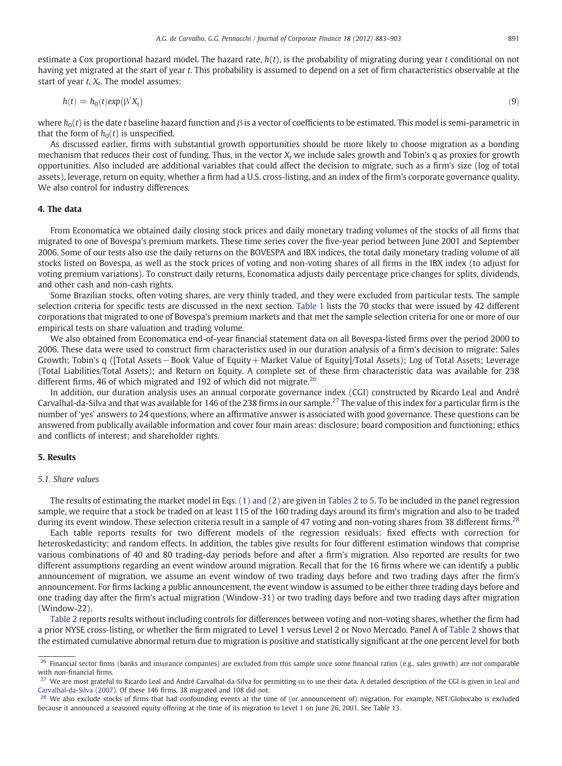estimate a Cox proportional hazard model. The hazard rate, $h(t)$, is the probability of migrating during year $t$ conditional on not having yet migrated at the start of year $t$. This probability is assumed to depend on a set of firm characteristics observable at the start of year $t$, $X_t$. The model assumes:

$$h(t) = h_0(t)exp(\beta' X_t) \tag{9}$$

where $h_0(t)$ is the date $t$ baseline hazard function and $\beta$ is a vector of coefficients to be estimated. This model is semi-parametric in that the form of $h_0(t)$ is unspecified.

As discussed earlier, firms with substantial growth opportunities should be more likely to choose migration as a bonding mechanism that reduces their cost of funding. Thus, in the vector $X_t$ we include sales growth and Tobin's q as proxies for growth opportunities. Also included are additional variables that could affect the decision to migrate, such as a firm's size (log of total assets), leverage, return on equity, whether a firm had a U.S. cross-listing, and an index of the firm's corporate governance quality. We also control for industry differences.

## 4. The data

From Economatica we obtained daily closing stock prices and daily monetary trading volumes of the stocks of all firms that migrated to one of Bovespa's premium markets. These time series cover the five-year period between June 2001 and September 2006. Some of our tests also use the daily returns on the BOVESPA and IBX indices, the total daily monetary trading volume of all stocks listed on Bovespa, as well as the stock prices of voting and non-voting shares of all firms in the IBX index (to adjust for voting premium variations). To construct daily returns, Economatica adjusts daily percentage price changes for splits, dividends, and other cash and non-cash rights.

Some Brazilian stocks, often voting shares, are very thinly traded, and they were excluded from particular tests. The sample selection criteria for specific tests are discussed in the next section. Table 1 lists the 70 stocks that were issued by 42 different corporations that migrated to one of Bovespa's premium markets and that met the sample selection criteria for one or more of our empirical tests on share valuation and trading volume.

We also obtained from Economatica end-of-year financial statement data on all Bovespa-listed firms over the period 2000 to 2006. These data were used to construct firm characteristics used in our duration analysis of a firm's decision to migrate: Sales Growth; Tobin's q ([Total Assets − Book Value of Equity + Market Value of Equity]/Total Assets); Log of Total Assets; Leverage (Total Liabilities/Total Assets); and Return on Equity. A complete set of these firm characteristic data was available for 238 different firms, 46 of which migrated and 192 of which did not migrate.[26]

In addition, our duration analysis uses an annual corporate governance index (CGI) constructed by Ricardo Leal and André Carvalhal-da-Silva and that was available for 146 of the 238 firms in our sample.[27] The value of this index for a particular firm is the number of 'yes' answers to 24 questions, where an affirmative answer is associated with good governance. These questions can be answered from publically available information and cover four main areas: disclosure; board composition and functioning; ethics and conflicts of interest; and shareholder rights.

## 5. Results

### 5.1. Share values

The results of estimating the market model in Eqs. (1) and (2) are given in Tables 2 to 5. To be included in the panel regression sample, we require that a stock be traded on at least 115 of the 160 trading days around its firm's migration and also to be traded during its event window. These selection criteria result in a sample of 47 voting and non-voting shares from 38 different firms.[28]

Each table reports results for two different models of the regression residuals: fixed effects with correction for heteroskedasticity; and random effects. In addition, the tables give results for four different estimation windows that comprise various combinations of 40 and 80 trading-day periods before and after a firm's migration. Also reported are results for two different assumptions regarding an event window around migration. Recall that for the 16 firms where we can identify a public announcement of migration, we assume an event window of two trading days before and two trading days after the firm's announcement. For firms lacking a public announcement, the event window is assumed to be either three trading days before and one trading day after the firm's actual migration (Window-31) or two trading days before and two trading days after migration (Window-22).

Table 2 reports results without including controls for differences between voting and non-voting shares, whether the firm had a prior NYSE cross-listing, or whether the firm migrated to Level 1 versus Level 2 or Novo Mercado. Panel A of Table 2 shows that the estimated cumulative abnormal return due to migration is positive and statistically significant at the one percent level for both

---

[26] Financial sector firms (banks and insurance companies) are excluded from this sample since some financial ratios (e.g., sales growth) are not comparable with non-financial firms.

[27] We are most grateful to Ricardo Leal and André Carvalhal-da-Silva for permitting us to use their data. A detailed description of the CGI is given in Leal and Carvalhal-da-Silva (2007). Of these 146 firms, 38 migrated and 108 did not.

[28] We also exclude stocks of firms that had confounding events at the time of (or announcement of) migration. For example, NET/Globocabo is excluded because it announced a seasoned equity offering at the time of its migration to Level 1 on June 26, 2001. See Table 13.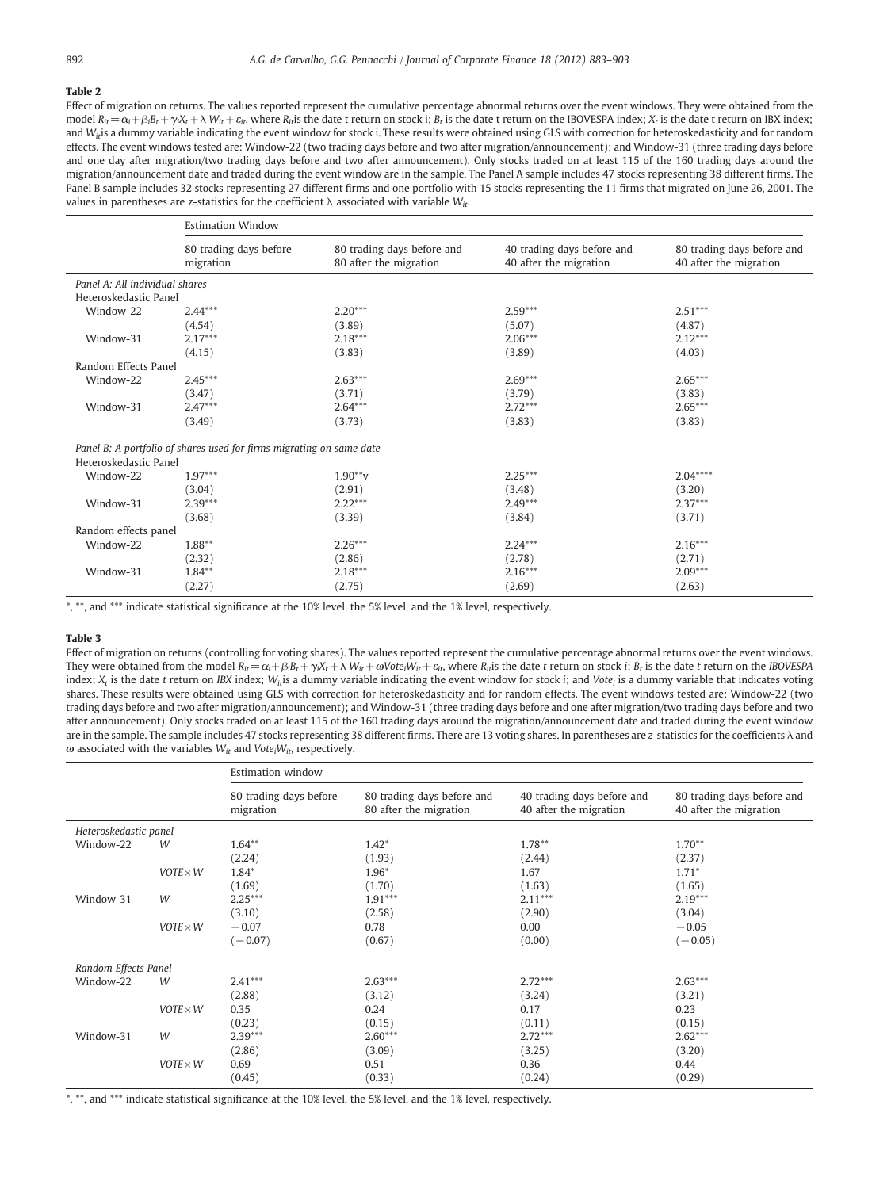**Table 2**

Effect of migration on returns. The values reported represent the cumulative percentage abnormal returns over the event windows. They were obtained from the model $R_{it} = \alpha_i + \beta_i B_t + \gamma_i X_t + \lambda W_{it} + \varepsilon_{it}$, where $R_{it}$is the date t return on stock i; $B_t$ is the date t return on the IBOVESPA index; $X_t$ is the date t return on IBX index; and $W_{it}$is a dummy variable indicating the event window for stock i. These results were obtained using GLS with correction for heteroskedasticity and for random effects. The event windows tested are: Window-22 (two trading days before and two after migration/announcement); and Window-31 (three trading days before and one day after migration/two trading days before and two after announcement). Only stocks traded on at least 115 of the 160 trading days around the migration/announcement date and traded during the event window are in the sample. The Panel A sample includes 47 stocks representing 38 different firms. The Panel B sample includes 32 stocks representing 27 different firms and one portfolio with 15 stocks representing the 11 firms that migrated on June 26, 2001. The values in parentheses are z-statistics for the coefficient λ associated with variable $W_{it}$.

| | Estimation Window | | | |
|---|---|---|---|---|
| | 80 trading days before migration | 80 trading days before and 80 after the migration | 40 trading days before and 40 after the migration | 80 trading days before and 40 after the migration |
| *Panel A: All individual shares* | | | | |
| Heteroskedastic Panel | | | | |
| Window-22 | 2.44*** | 2.20*** | 2.59*** | 2.51*** |
| | (4.54) | (3.89) | (5.07) | (4.87) |
| Window-31 | 2.17*** | 2.18*** | 2.06*** | 2.12*** |
| | (4.15) | (3.83) | (3.89) | (4.03) |
| Random Effects Panel | | | | |
| Window-22 | 2.45*** | 2.63*** | 2.69*** | 2.65*** |
| | (3.47) | (3.71) | (3.79) | (3.83) |
| Window-31 | 2.47*** | 2.64*** | 2.72*** | 2.65*** |
| | (3.49) | (3.73) | (3.83) | (3.83) |
| *Panel B: A portfolio of shares used for firms migrating on same date* | | | | |
| Heteroskedastic Panel | | | | |
| Window-22 | 1.97*** | 1.90**v | 2.25*** | 2.04**** |
| | (3.04) | (2.91) | (3.48) | (3.20) |
| Window-31 | 2.39*** | 2.22*** | 2.49*** | 2.37*** |
| | (3.68) | (3.39) | (3.84) | (3.71) |
| Random effects panel | | | | |
| Window-22 | 1.88** | 2.26*** | 2.24*** | 2.16*** |
| | (2.32) | (2.86) | (2.78) | (2.71) |
| Window-31 | 1.84** | 2.18*** | 2.16*** | 2.09*** |
| | (2.27) | (2.75) | (2.69) | (2.63) |

*, **, and *** indicate statistical significance at the 10% level, the 5% level, and the 1% level, respectively.

**Table 3**

Effect of migration on returns (controlling for voting shares). The values reported represent the cumulative percentage abnormal returns over the event windows. They were obtained from the model $R_{it} = \alpha_i + \beta_i B_t + \gamma_i X_t + \lambda W_{it} + \omega Vote_i W_{it} + \varepsilon_{it}$, where $R_{it}$is the date t return on stock *i*; $B_t$ is the date *t* return on the *IBOVESPA* index; $X_t$ is the date *t* return on *IBX* index; $W_{it}$is a dummy variable indicating the event window for stock *i*; and $Vote_i$ is a dummy variable that indicates voting shares. These results were obtained using GLS with correction for heteroskedasticity and for random effects. The event windows tested are: Window-22 (two trading days before and two after migration/announcement); and Window-31 (three trading days before and one after migration/two trading days before and two after announcement). Only stocks traded on at least 115 of the 160 trading days around the migration/announcement date and traded during the event window are in the sample. The sample includes 47 stocks representing 38 different firms. There are 13 voting shares. In parentheses are z-statistics for the coefficients λ and ω associated with the variables $W_{it}$ and $Vote_i W_{it}$, respectively.

| | | Estimation window | | | |
|---|---|---|---|---|---|
| | | 80 trading days before migration | 80 trading days before and 80 after the migration | 40 trading days before and 40 after the migration | 80 trading days before and 40 after the migration |
| *Heteroskedastic panel* | | | | | |
| Window-22 | *W* | 1.64** | 1.42* | 1.78** | 1.70** |
| | | (2.24) | (1.93) | (2.44) | (2.37) |
| | *VOTE×W* | 1.84* | 1.96* | 1.67 | 1.71* |
| | | (1.69) | (1.70) | (1.63) | (1.65) |
| Window-31 | *W* | 2.25*** | 1.91*** | 2.11*** | 2.19*** |
| | | (3.10) | (2.58) | (2.90) | (3.04) |
| | *VOTE×W* | −0.07 | 0.78 | 0.00 | −0.05 |
| | | (−0.07) | (0.67) | (0.00) | (−0.05) |
| *Random Effects Panel* | | | | | |
| Window-22 | *W* | 2.41*** | 2.63*** | 2.72*** | 2.63*** |
| | | (2.88) | (3.12) | (3.24) | (3.21) |
| | *VOTE×W* | 0.35 | 0.24 | 0.17 | 0.23 |
| | | (0.23) | (0.15) | (0.11) | (0.15) |
| Window-31 | *W* | 2.39*** | 2.60*** | 2.72*** | 2.62*** |
| | | (2.86) | (3.09) | (3.25) | (3.20) |
| | *VOTE×W* | 0.69 | 0.51 | 0.36 | 0.44 |
| | | (0.45) | (0.33) | (0.24) | (0.29) |

*, **, and *** indicate statistical significance at the 10% level, the 5% level, and the 1% level, respectively.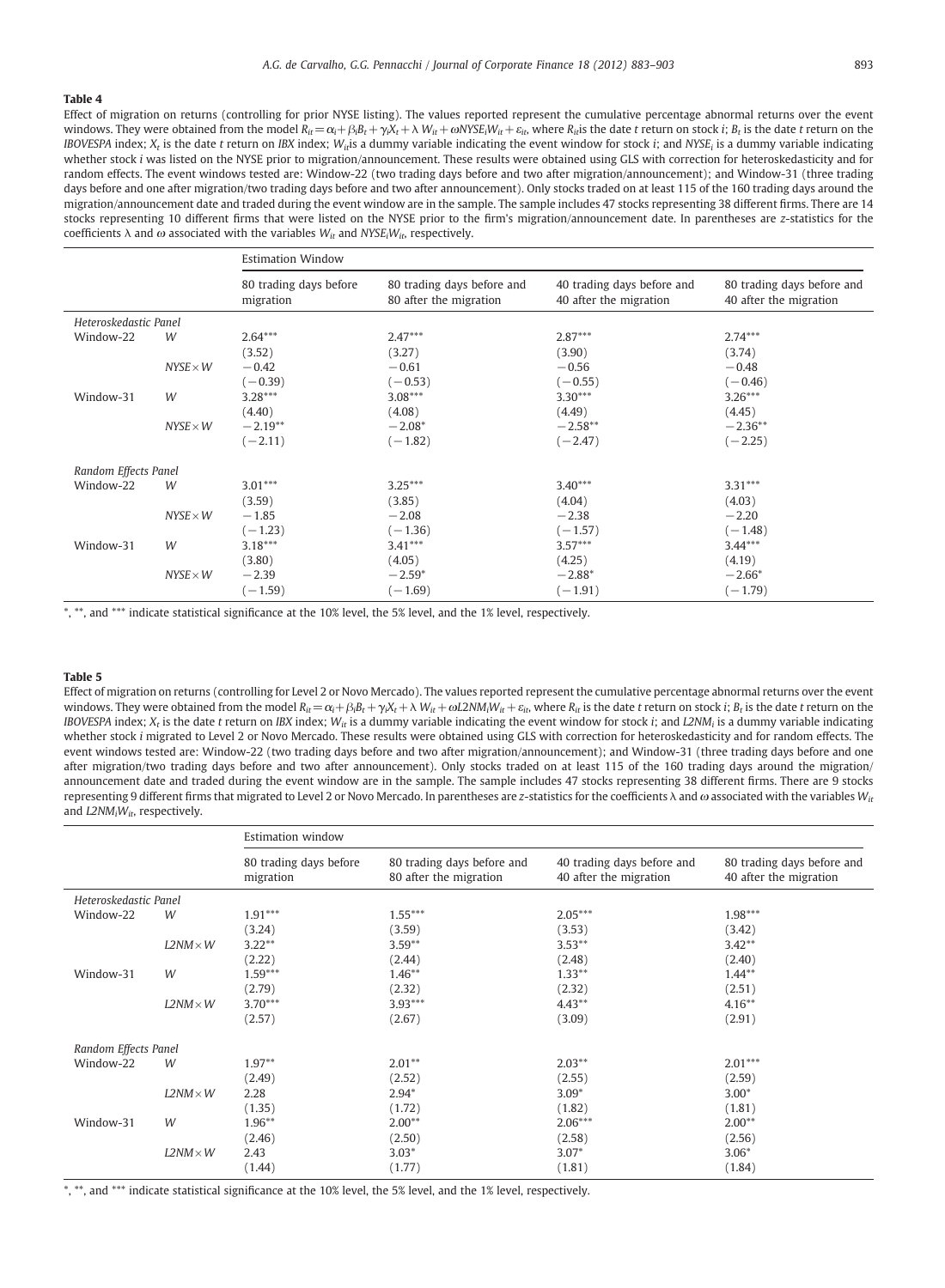**Table 4**

Effect of migration on returns (controlling for prior NYSE listing). The values reported represent the cumulative percentage abnormal returns over the event windows. They were obtained from the model $R_{it} = \alpha_i + \beta_i B_t + \gamma_i X_t + \lambda W_{it} + \omega NYSE_i W_{it} + \varepsilon_{it}$, where $R_{it}$ is the date $t$ return on stock $i$; $B_t$ is the date $t$ return on the *IBOVESPA* index; $X_t$ is the date $t$ return on *IBX* index; $W_{it}$ is a dummy variable indicating the event window for stock $i$; and $NYSE_i$ is a dummy variable indicating whether stock $i$ was listed on the NYSE prior to migration/announcement. These results were obtained using GLS with correction for heteroskedasticity and for random effects. The event windows tested are: Window-22 (two trading days before and two after migration/announcement); and Window-31 (three trading days before and one after migration/two trading days before and two after announcement). Only stocks traded on at least 115 of the 160 trading days around the migration/announcement date and traded during the event window are in the sample. The sample includes 47 stocks representing 38 different firms. There are 14 stocks representing 10 different firms that were listed on the NYSE prior to the firm's migration/announcement date. In parentheses are z-statistics for the coefficients $\lambda$ and $\omega$ associated with the variables $W_{it}$ and $NYSE_i W_{it}$, respectively.

| | | Estimation Window | | | |
|---|---|---|---|---|---|
| | | 80 trading days before migration | 80 trading days before and 80 after the migration | 40 trading days before and 40 after the migration | 80 trading days before and 40 after the migration |
| *Heteroskedastic Panel* | | | | | |
| Window-22 | $W$ | 2.64*** | 2.47*** | 2.87*** | 2.74*** |
| | | (3.52) | (3.27) | (3.90) | (3.74) |
| | $NYSE \times W$ | −0.42 | −0.61 | −0.56 | −0.48 |
| | | (−0.39) | (−0.53) | (−0.55) | (−0.46) |
| Window-31 | $W$ | 3.28*** | 3.08*** | 3.30*** | 3.26*** |
| | | (4.40) | (4.08) | (4.49) | (4.45) |
| | $NYSE \times W$ | −2.19** | −2.08* | −2.58** | −2.36** |
| | | (−2.11) | (−1.82) | (−2.47) | (−2.25) |
| *Random Effects Panel* | | | | | |
| Window-22 | $W$ | 3.01*** | 3.25*** | 3.40*** | 3.31*** |
| | | (3.59) | (3.85) | (4.04) | (4.03) |
| | $NYSE \times W$ | −1.85 | −2.08 | −2.38 | −2.20 |
| | | (−1.23) | (−1.36) | (−1.57) | (−1.48) |
| Window-31 | $W$ | 3.18*** | 3.41*** | 3.57*** | 3.44*** |
| | | (3.80) | (4.05) | (4.25) | (4.19) |
| | $NYSE \times W$ | −2.39 | −2.59* | −2.88* | −2.66* |
| | | (−1.59) | (−1.69) | (−1.91) | (−1.79) |

*, **, and *** indicate statistical significance at the 10% level, the 5% level, and the 1% level, respectively.

**Table 5**

Effect of migration on returns (controlling for Level 2 or Novo Mercado). The values reported represent the cumulative percentage abnormal returns over the event windows. They were obtained from the model $R_{it} = \alpha_i + \beta_i B_t + \gamma_i X_t + \lambda W_{it} + \omega L2NM_i W_{it} + \varepsilon_{it}$, where $R_{it}$ is the date $t$ return on stock $i$; $B_t$ is the date $t$ return on the *IBOVESPA* index; $X_t$ is the date $t$ return on *IBX* index; $W_{it}$ is a dummy variable indicating the event window for stock $i$; and $L2NM_i$ is a dummy variable indicating whether stock $i$ migrated to Level 2 or Novo Mercado. These results were obtained using GLS with correction for heteroskedasticity and for random effects. The event windows tested are: Window-22 (two trading days before and two after migration/announcement); and Window-31 (three trading days before and one after migration/two trading days before and two after announcement). Only stocks traded on at least 115 of the 160 trading days around the migration/announcement date and traded during the event window are in the sample. The sample includes 47 stocks representing 38 different firms. There are 9 stocks representing 9 different firms that migrated to Level 2 or Novo Mercado. In parentheses are z-statistics for the coefficients $\lambda$ and $\omega$ associated with the variables $W_{it}$ and $L2NM_i W_{it}$, respectively.

| | | Estimation window | | | |
|---|---|---|---|---|---|
| | | 80 trading days before migration | 80 trading days before and 80 after the migration | 40 trading days before and 40 after the migration | 80 trading days before and 40 after the migration |
| *Heteroskedastic Panel* | | | | | |
| Window-22 | $W$ | 1.91*** | 1.55*** | 2.05*** | 1.98*** |
| | | (3.24) | (3.59) | (3.53) | (3.42) |
| | $L2NM \times W$ | 3.22** | 3.59** | 3.53** | 3.42** |
| | | (2.22) | (2.44) | (2.48) | (2.40) |
| Window-31 | $W$ | 1.59*** | 1.46** | 1.33** | 1.44** |
| | | (2.79) | (2.32) | (2.32) | (2.51) |
| | $L2NM \times W$ | 3.70*** | 3.93*** | 4.43** | 4.16** |
| | | (2.57) | (2.67) | (3.09) | (2.91) |
| *Random Effects Panel* | | | | | |
| Window-22 | $W$ | 1.97** | 2.01** | 2.03** | 2.01*** |
| | | (2.49) | (2.52) | (2.55) | (2.59) |
| | $L2NM \times W$ | 2.28 | 2.94* | 3.09* | 3.00* |
| | | (1.35) | (1.72) | (1.82) | (1.81) |
| Window-31 | $W$ | 1.96** | 2.00** | 2.06*** | 2.00** |
| | | (2.46) | (2.50) | (2.58) | (2.56) |
| | $L2NM \times W$ | 2.43 | 3.03* | 3.07* | 3.06* |
| | | (1.44) | (1.77) | (1.81) | (1.84) |

*, **, and *** indicate statistical significance at the 10% level, the 5% level, and the 1% level, respectively.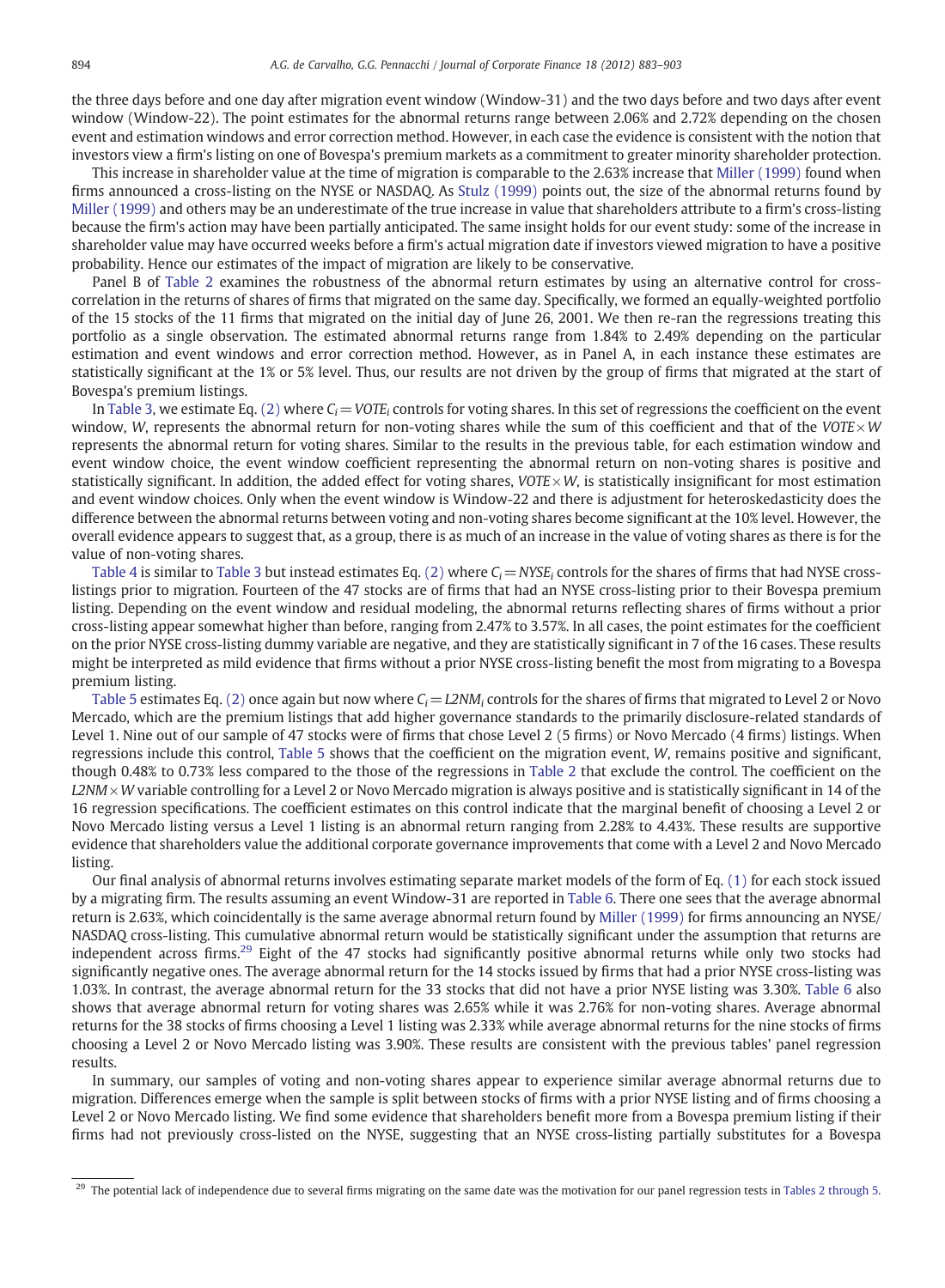the three days before and one day after migration event window (Window-31) and the two days before and two days after event window (Window-22). The point estimates for the abnormal returns range between 2.06% and 2.72% depending on the chosen event and estimation windows and error correction method. However, in each case the evidence is consistent with the notion that investors view a firm's listing on one of Bovespa's premium markets as a commitment to greater minority shareholder protection.

This increase in shareholder value at the time of migration is comparable to the 2.63% increase that Miller (1999) found when firms announced a cross-listing on the NYSE or NASDAQ. As Stulz (1999) points out, the size of the abnormal returns found by Miller (1999) and others may be an underestimate of the true increase in value that shareholders attribute to a firm's cross-listing because the firm's action may have been partially anticipated. The same insight holds for our event study: some of the increase in shareholder value may have occurred weeks before a firm's actual migration date if investors viewed migration to have a positive probability. Hence our estimates of the impact of migration are likely to be conservative.

Panel B of Table 2 examines the robustness of the abnormal return estimates by using an alternative control for cross-correlation in the returns of shares of firms that migrated on the same day. Specifically, we formed an equally-weighted portfolio of the 15 stocks of the 11 firms that migrated on the initial day of June 26, 2001. We then re-ran the regressions treating this portfolio as a single observation. The estimated abnormal returns range from 1.84% to 2.49% depending on the particular estimation and event windows and error correction method. However, as in Panel A, in each instance these estimates are statistically significant at the 1% or 5% level. Thus, our results are not driven by the group of firms that migrated at the start of Bovespa's premium listings.

In Table 3, we estimate Eq. (2) where $C_i = VOTE_i$ controls for voting shares. In this set of regressions the coefficient on the event window, $W$, represents the abnormal return for non-voting shares while the sum of this coefficient and that of the $VOTE \times W$ represents the abnormal return for voting shares. Similar to the results in the previous table, for each estimation window and event window choice, the event window coefficient representing the abnormal return on non-voting shares is positive and statistically significant. In addition, the added effect for voting shares, $VOTE \times W$, is statistically insignificant for most estimation and event window choices. Only when the event window is Window-22 and there is adjustment for heteroskedasticity does the difference between the abnormal returns between voting and non-voting shares become significant at the 10% level. However, the overall evidence appears to suggest that, as a group, there is as much of an increase in the value of voting shares as there is for the value of non-voting shares.

Table 4 is similar to Table 3 but instead estimates Eq. (2) where $C_i = NYSE_i$ controls for the shares of firms that had NYSE cross-listings prior to migration. Fourteen of the 47 stocks are of firms that had an NYSE cross-listing prior to their Bovespa premium listing. Depending on the event window and residual modeling, the abnormal returns reflecting shares of firms without a prior cross-listing appear somewhat higher than before, ranging from 2.47% to 3.57%. In all cases, the point estimates for the coefficient on the prior NYSE cross-listing dummy variable are negative, and they are statistically significant in 7 of the 16 cases. These results might be interpreted as mild evidence that firms without a prior NYSE cross-listing benefit the most from migrating to a Bovespa premium listing.

Table 5 estimates Eq. (2) once again but now where $C_i = L2NM_i$ controls for the shares of firms that migrated to Level 2 or Novo Mercado, which are the premium listings that add higher governance standards to the primarily disclosure-related standards of Level 1. Nine out of our sample of 47 stocks were of firms that chose Level 2 (5 firms) or Novo Mercado (4 firms) listings. When regressions include this control, Table 5 shows that the coefficient on the migration event, $W$, remains positive and significant, though 0.48% to 0.73% less compared to the those of the regressions in Table 2 that exclude the control. The coefficient on the $L2NM \times W$ variable controlling for a Level 2 or Novo Mercado migration is always positive and is statistically significant in 14 of the 16 regression specifications. The coefficient estimates on this control indicate that the marginal benefit of choosing a Level 2 or Novo Mercado listing versus a Level 1 listing is an abnormal return ranging from 2.28% to 4.43%. These results are supportive evidence that shareholders value the additional corporate governance improvements that come with a Level 2 and Novo Mercado listing.

Our final analysis of abnormal returns involves estimating separate market models of the form of Eq. (1) for each stock issued by a migrating firm. The results assuming an event Window-31 are reported in Table 6. There one sees that the average abnormal return is 2.63%, which coincidentally is the same average abnormal return found by Miller (1999) for firms announcing an NYSE/NASDAQ cross-listing. This cumulative abnormal return would be statistically significant under the assumption that returns are independent across firms.[29] Eight of the 47 stocks had significantly positive abnormal returns while only two stocks had significantly negative ones. The average abnormal return for the 14 stocks issued by firms that had a prior NYSE cross-listing was 1.03%. In contrast, the average abnormal return for the 33 stocks that did not have a prior NYSE listing was 3.30%. Table 6 also shows that average abnormal return for voting shares was 2.65% while it was 2.76% for non-voting shares. Average abnormal returns for the 38 stocks of firms choosing a Level 1 listing was 2.33% while average abnormal returns for the nine stocks of firms choosing a Level 2 or Novo Mercado listing was 3.90%. These results are consistent with the previous tables' panel regression results.

In summary, our samples of voting and non-voting shares appear to experience similar average abnormal returns due to migration. Differences emerge when the sample is split between stocks of firms with a prior NYSE listing and of firms choosing a Level 2 or Novo Mercado listing. We find some evidence that shareholders benefit more from a Bovespa premium listing if their firms had not previously cross-listed on the NYSE, suggesting that an NYSE cross-listing partially substitutes for a Bovespa

[29] The potential lack of independence due to several firms migrating on the same date was the motivation for our panel regression tests in Tables 2 through 5.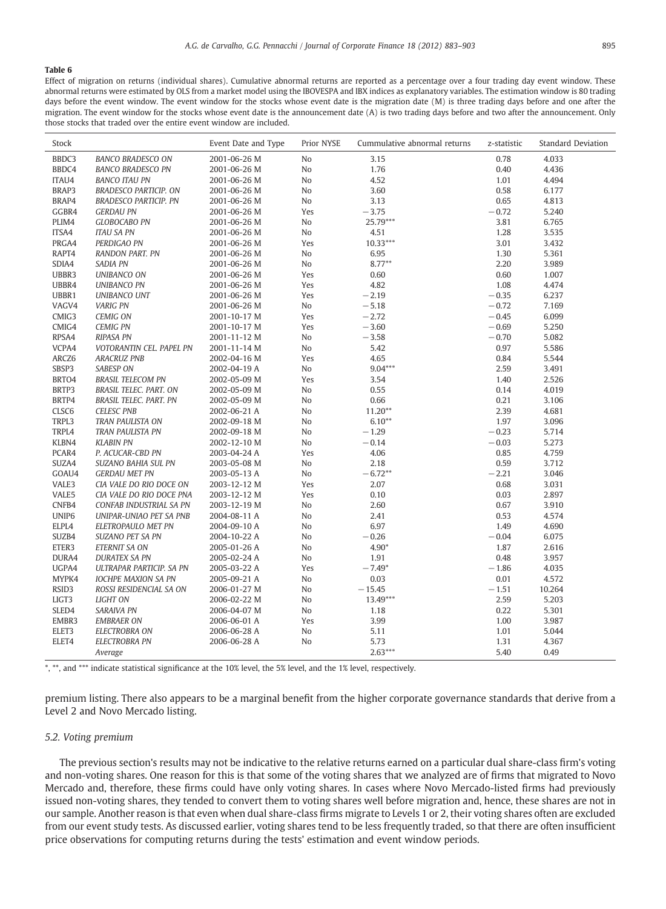**Table 6**

Effect of migration on returns (individual shares). Cumulative abnormal returns are reported as a percentage over a four trading day event window. These abnormal returns were estimated by OLS from a market model using the IBOVESPA and IBX indices as explanatory variables. The estimation window is 80 trading days before the event window. The event window for the stocks whose event date is the migration date (M) is three trading days before and one after the migration. The event window for the stocks whose event date is the announcement date (A) is two trading days before and two after the announcement. Only those stocks that traded over the entire event window are included.

| Stock | | Event Date and Type | Prior NYSE | Cummulative abnormal returns | z-statistic | Standard Deviation |
|---|---|---|---|---|---|---|
| BBDC3 | *BANCO BRADESCO ON* | 2001-06-26 M | No | 3.15 | 0.78 | 4.033 |
| BBDC4 | *BANCO BRADESCO PN* | 2001-06-26 M | No | 1.76 | 0.40 | 4.436 |
| ITAU4 | *BANCO ITAU PN* | 2001-06-26 M | No | 4.52 | 1.01 | 4.494 |
| BRAP3 | *BRADESCO PARTICIP. ON* | 2001-06-26 M | No | 3.60 | 0.58 | 6.177 |
| BRAP4 | *BRADESCO PARTICIP. PN* | 2001-06-26 M | No | 3.13 | 0.65 | 4.813 |
| GGBR4 | *GERDAU PN* | 2001-06-26 M | Yes | −3.75 | −0.72 | 5.240 |
| PLIM4 | *GLOBOCABO PN* | 2001-06-26 M | No | 25.79*** | 3.81 | 6.765 |
| ITSA4 | *ITAU SA PN* | 2001-06-26 M | No | 4.51 | 1.28 | 3.535 |
| PRGA4 | *PERDIGAO PN* | 2001-06-26 M | Yes | 10.33*** | 3.01 | 3.432 |
| RAPT4 | *RANDON PART. PN* | 2001-06-26 M | No | 6.95 | 1.30 | 5.361 |
| SDIA4 | *SADIA PN* | 2001-06-26 M | No | 8.77** | 2.20 | 3.989 |
| UBBR3 | *UNIBANCO ON* | 2001-06-26 M | Yes | 0.60 | 0.60 | 1.007 |
| UBBR4 | *UNIBANCO PN* | 2001-06-26 M | Yes | 4.82 | 1.08 | 4.474 |
| UBBR1 | *UNIBANCO UNT* | 2001-06-26 M | Yes | −2.19 | −0.35 | 6.237 |
| VAGV4 | *VARIG PN* | 2001-06-26 M | No | −5.18 | −0.72 | 7.169 |
| CMIG3 | *CEMIG ON* | 2001-10-17 M | Yes | −2.72 | −0.45 | 6.099 |
| CMIG4 | *CEMIG PN* | 2001-10-17 M | Yes | −3.60 | −0.69 | 5.250 |
| RPSA4 | *RIPASA PN* | 2001-11-12 M | No | −3.58 | −0.70 | 5.082 |
| VCPA4 | *VOTORANTIN CEL. PAPEL PN* | 2001-11-14 M | No | 5.42 | 0.97 | 5.586 |
| ARCZ6 | *ARACRUZ PNB* | 2002-04-16 M | Yes | 4.65 | 0.84 | 5.544 |
| SBSP3 | *SABESP ON* | 2002-04-19 A | No | 9.04*** | 2.59 | 3.491 |
| BRTO4 | *BRASIL TELECOM PN* | 2002-05-09 M | Yes | 3.54 | 1.40 | 2.526 |
| BRTP3 | *BRASIL TELEC. PART. ON* | 2002-05-09 M | No | 0.55 | 0.14 | 4.019 |
| BRTP4 | *BRASIL TELEC. PART. PN* | 2002-05-09 M | No | 0.66 | 0.21 | 3.106 |
| CLSC6 | *CELESC PNB* | 2002-06-21 A | No | 11.20** | 2.39 | 4.681 |
| TRPL3 | *TRAN PAULISTA ON* | 2002-09-18 M | No | 6.10** | 1.97 | 3.096 |
| TRPL4 | *TRAN PAULISTA PN* | 2002-09-18 M | No | −1.29 | −0.23 | 5.714 |
| KLBN4 | *KLABIN PN* | 2002-12-10 M | No | −0.14 | −0.03 | 5.273 |
| PCAR4 | *P. ACUCAR-CBD PN* | 2003-04-24 A | Yes | 4.06 | 0.85 | 4.759 |
| SUZA4 | *SUZANO BAHIA SUL PN* | 2003-05-08 M | No | 2.18 | 0.59 | 3.712 |
| GOAU4 | *GERDAU MET PN* | 2003-05-13 A | No | −6.72** | −2.21 | 3.046 |
| VALE3 | *CIA VALE DO RIO DOCE ON* | 2003-12-12 M | Yes | 2.07 | 0.68 | 3.031 |
| VALE5 | *CIA VALE DO RIO DOCE PNA* | 2003-12-12 M | Yes | 0.10 | 0.03 | 2.897 |
| CNFB4 | *CONFAB INDUSTRIAL SA PN* | 2003-12-19 M | No | 2.60 | 0.67 | 3.910 |
| UNIP6 | *UNIPAR-UNIAO PET SA PNB* | 2004-08-11 A | No | 2.41 | 0.53 | 4.574 |
| ELPL4 | *ELETROPAULO MET PN* | 2004-09-10 A | No | 6.97 | 1.49 | 4.690 |
| SUZB4 | *SUZANO PET SA PN* | 2004-10-22 A | No | −0.26 | −0.04 | 6.075 |
| ETER3 | *ETERNIT SA ON* | 2005-01-26 A | No | 4.90* | 1.87 | 2.616 |
| DURA4 | *DURATEX SA PN* | 2005-02-24 A | No | 1.91 | 0.48 | 3.957 |
| UGPA4 | *ULTRAPAR PARTICIP. SA PN* | 2005-03-22 A | Yes | −7.49* | −1.86 | 4.035 |
| MYPK4 | *IOCHPE MAXION SA PN* | 2005-09-21 A | No | 0.03 | 0.01 | 4.572 |
| RSID3 | *ROSSI RESIDENCIAL SA ON* | 2006-01-27 M | No | −15.45 | −1.51 | 10.264 |
| LIGT3 | *LIGHT ON* | 2006-02-22 M | No | 13.49*** | 2.59 | 5.203 |
| SLED4 | *SARAIVA PN* | 2006-04-07 M | No | 1.18 | 0.22 | 5.301 |
| EMBR3 | *EMBRAER ON* | 2006-06-01 A | Yes | 3.99 | 1.00 | 3.987 |
| ELET3 | *ELECTROBRA ON* | 2006-06-28 A | No | 5.11 | 1.01 | 5.044 |
| ELET4 | *ELECTROBRA PN* | 2006-06-28 A | No | 5.73 | 1.31 | 4.367 |
| | *Average* | | | 2.63*** | 5.40 | 0.49 |

*, **, and *** indicate statistical significance at the 10% level, the 5% level, and the 1% level, respectively.

premium listing. There also appears to be a marginal benefit from the higher corporate governance standards that derive from a Level 2 and Novo Mercado listing.

### 5.2. Voting premium

The previous section's results may not be indicative to the relative returns earned on a particular dual share-class firm's voting and non-voting shares. One reason for this is that some of the voting shares that we analyzed are of firms that migrated to Novo Mercado and, therefore, these firms could have only voting shares. In cases where Novo Mercado-listed firms had previously issued non-voting shares, they tended to convert them to voting shares well before migration and, hence, these shares are not in our sample. Another reason is that even when dual share-class firms migrate to Levels 1 or 2, their voting shares often are excluded from our event study tests. As discussed earlier, voting shares tend to be less frequently traded, so that there are often insufficient price observations for computing returns during the tests' estimation and event window periods.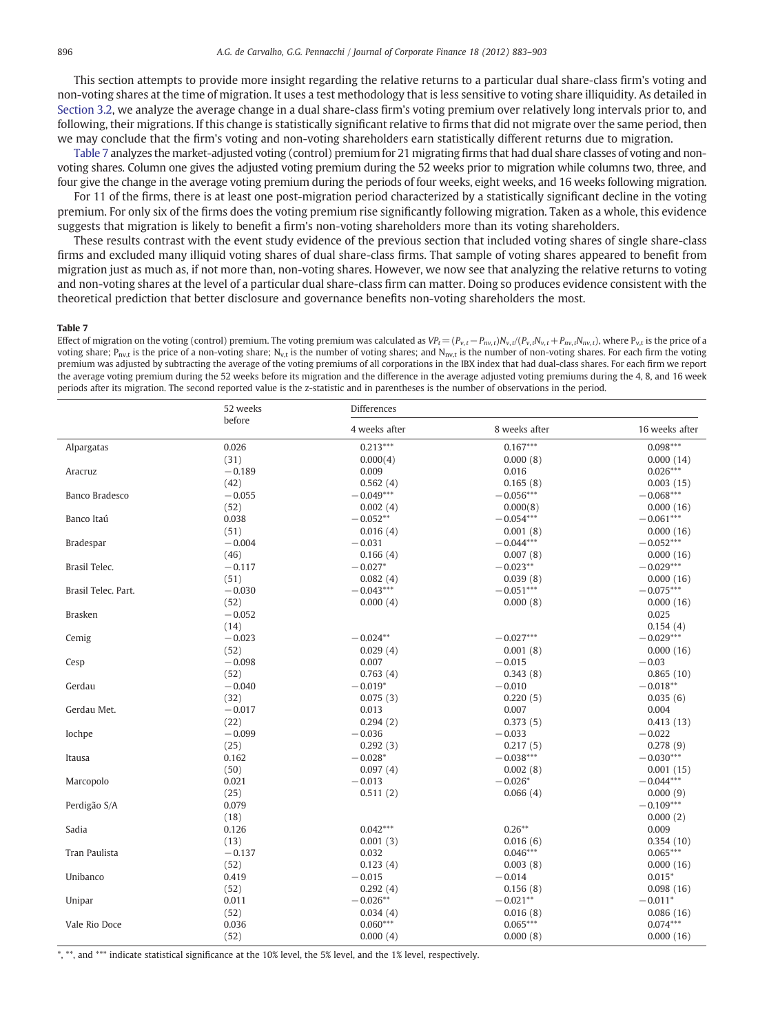This section attempts to provide more insight regarding the relative returns to a particular dual share-class firm's voting and non-voting shares at the time of migration. It uses a test methodology that is less sensitive to voting share illiquidity. As detailed in Section 3.2, we analyze the average change in a dual share-class firm's voting premium over relatively long intervals prior to, and following, their migrations. If this change is statistically significant relative to firms that did not migrate over the same period, then we may conclude that the firm's voting and non-voting shareholders earn statistically different returns due to migration.

Table 7 analyzes the market-adjusted voting (control) premium for 21 migrating firms that had dual share classes of voting and non-voting shares. Column one gives the adjusted voting premium during the 52 weeks prior to migration while columns two, three, and four give the change in the average voting premium during the periods of four weeks, eight weeks, and 16 weeks following migration.

For 11 of the firms, there is at least one post-migration period characterized by a statistically significant decline in the voting premium. For only six of the firms does the voting premium rise significantly following migration. Taken as a whole, this evidence suggests that migration is likely to benefit a firm's non-voting shareholders more than its voting shareholders.

These results contrast with the event study evidence of the previous section that included voting shares of single share-class firms and excluded many illiquid voting shares of dual share-class firms. That sample of voting shares appeared to benefit from migration just as much as, if not more than, non-voting shares. However, we now see that analyzing the relative returns to voting and non-voting shares at the level of a particular dual share-class firm can matter. Doing so produces evidence consistent with the theoretical prediction that better disclosure and governance benefits non-voting shareholders the most.

**Table 7**

Effect of migration on the voting (control) premium. The voting premium was calculated as $VP_t = (P_{v,t} - P_{nv,t})N_{v,t}/(P_{v,t}N_{v,t} + P_{nv,t}N_{nv,t})$, where $P_{v,t}$ is the price of a voting share; $P_{nv,t}$ is the price of a non-voting share; $N_{v,t}$ is the number of voting shares; and $N_{nv,t}$ is the number of non-voting shares. For each firm the voting premium was adjusted by subtracting the average of the voting premiums of all corporations in the IBX index that had dual-class shares. For each firm we report the average voting premium during the 52 weeks before its migration and the difference in the average adjusted voting premiums during the 4, 8, and 16 week periods after its migration. The second reported value is the z-statistic and in parentheses is the number of observations in the period.

| | 52 weeks before | Differences | | |
|---|---|---|---|---|
| | | 4 weeks after | 8 weeks after | 16 weeks after |
| Alpargatas | 0.026 | 0.213*** | 0.167*** | 0.098*** |
| | (31) | 0.000(4) | 0.000 (8) | 0.000 (14) |
| Aracruz | −0.189 | 0.009 | 0.016 | 0.026*** |
| | (42) | 0.562 (4) | 0.165 (8) | 0.003 (15) |
| Banco Bradesco | −0.055 | −0.049*** | −0.056*** | −0.068*** |
| | (52) | 0.002 (4) | 0.000(8) | 0.000 (16) |
| Banco Itaú | 0.038 | −0.052** | −0.054*** | −0.061*** |
| | (51) | 0.016 (4) | 0.001 (8) | 0.000 (16) |
| Bradespar | −0.004 | −0.031 | −0.044*** | −0.052*** |
| | (46) | 0.166 (4) | 0.007 (8) | 0.000 (16) |
| Brasil Telec. | −0.117 | −0.027* | −0.023** | −0.029*** |
| | (51) | 0.082 (4) | 0.039 (8) | 0.000 (16) |
| Brasil Telec. Part. | −0.030 | −0.043*** | −0.051*** | −0.075*** |
| | (52) | 0.000 (4) | 0.000 (8) | 0.000 (16) |
| Brasken | −0.052 | | | 0.025 |
| | (14) | | | 0.154 (4) |
| Cemig | −0.023 | −0.024** | −0.027*** | −0.029*** |
| | (52) | 0.029 (4) | 0.001 (8) | 0.000 (16) |
| Cesp | −0.098 | 0.007 | −0.015 | −0.03 |
| | (52) | 0.763 (4) | 0.343 (8) | 0.865 (10) |
| Gerdau | −0.040 | −0.019* | −0.010 | −0.018** |
| | (32) | 0.075 (3) | 0.220 (5) | 0.035 (6) |
| Gerdau Met. | −0.017 | 0.013 | 0.007 | 0.004 |
| | (22) | 0.294 (2) | 0.373 (5) | 0.413 (13) |
| Iochpe | −0.099 | −0.036 | −0.033 | −0.022 |
| | (25) | 0.292 (3) | 0.217 (5) | 0.278 (9) |
| Itausa | 0.162 | −0.028* | −0.038*** | −0.030*** |
| | (50) | 0.097 (4) | 0.002 (8) | 0.001 (15) |
| Marcopolo | 0.021 | −0.013 | −0.026* | −0.044*** |
| | (25) | 0.511 (2) | 0.066 (4) | 0.000 (9) |
| Perdigão S/A | 0.079 | | | −0.109*** |
| | (18) | | | 0.000 (2) |
| Sadia | 0.126 | 0.042*** | 0.26** | 0.009 |
| | (13) | 0.001 (3) | 0.016 (6) | 0.354 (10) |
| Tran Paulista | −0.137 | 0.032 | 0.046*** | 0.065*** |
| | (52) | 0.123 (4) | 0.003 (8) | 0.000 (16) |
| Unibanco | 0.419 | −0.015 | −0.014 | 0.015* |
| | (52) | 0.292 (4) | 0.156 (8) | 0.098 (16) |
| Unipar | 0.011 | −0.026** | −0.021** | −0.011* |
| | (52) | 0.034 (4) | 0.016 (8) | 0.086 (16) |
| Vale Rio Doce | 0.036 | 0.060*** | 0.065*** | 0.074*** |
| | (52) | 0.000 (4) | 0.000 (8) | 0.000 (16) |

*, **, and *** indicate statistical significance at the 10% level, the 5% level, and the 1% level, respectively.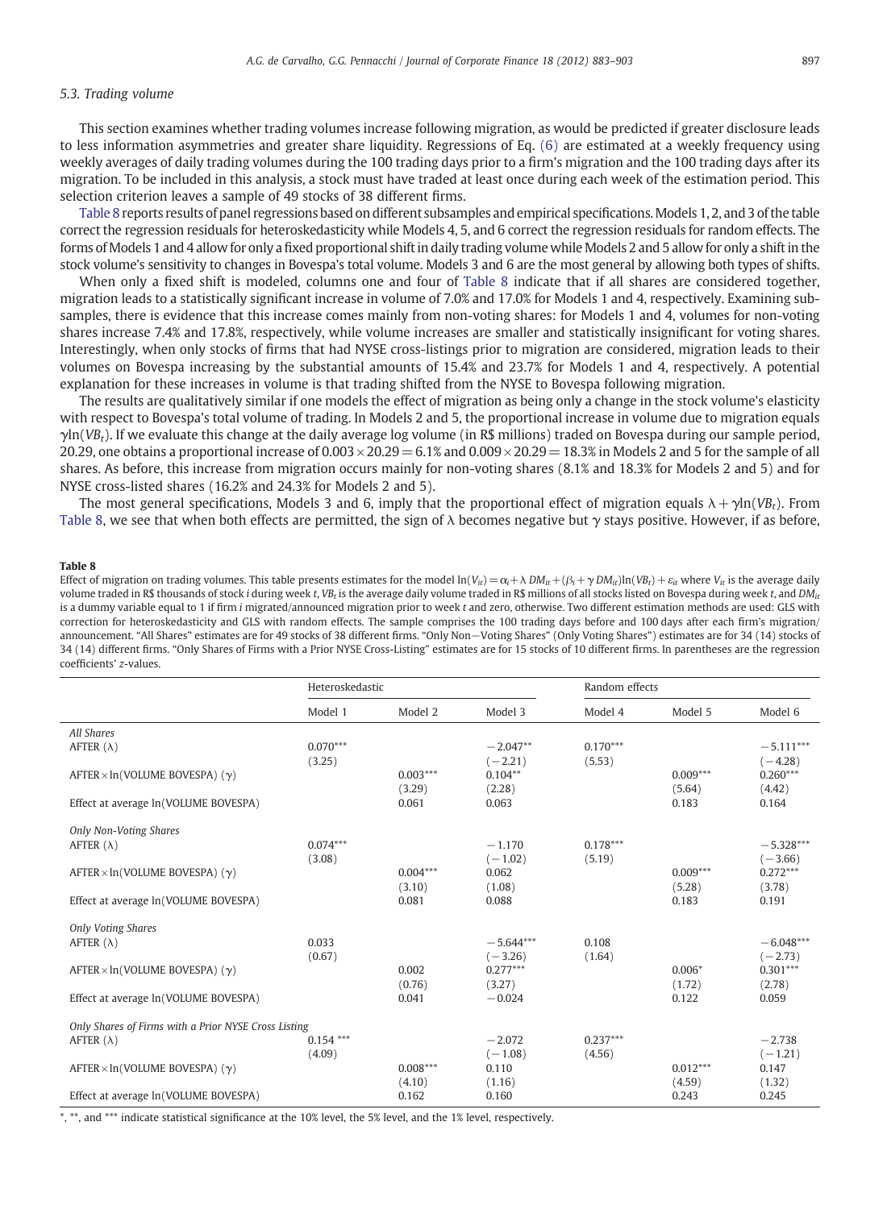### 5.3. Trading volume

This section examines whether trading volumes increase following migration, as would be predicted if greater disclosure leads to less information asymmetries and greater share liquidity. Regressions of Eq. (6) are estimated at a weekly frequency using weekly averages of daily trading volumes during the 100 trading days prior to a firm's migration and the 100 trading days after its migration. To be included in this analysis, a stock must have traded at least once during each week of the estimation period. This selection criterion leaves a sample of 49 stocks of 38 different firms.

Table 8 reports results of panel regressions based on different subsamples and empirical specifications. Models 1, 2, and 3 of the table correct the regression residuals for heteroskedasticity while Models 4, 5, and 6 correct the regression residuals for random effects. The forms of Models 1 and 4 allow for only a fixed proportional shift in daily trading volume while Models 2 and 5 allow for only a shift in the stock volume's sensitivity to changes in Bovespa's total volume. Models 3 and 6 are the most general by allowing both types of shifts.

When only a fixed shift is modeled, columns one and four of Table 8 indicate that if all shares are considered together, migration leads to a statistically significant increase in volume of 7.0% and 17.0% for Models 1 and 4, respectively. Examining subsamples, there is evidence that this increase comes mainly from non-voting shares: for Models 1 and 4, volumes for non-voting shares increase 7.4% and 17.8%, respectively, while volume increases are smaller and statistically insignificant for voting shares. Interestingly, when only stocks of firms that had NYSE cross-listings prior to migration are considered, migration leads to their volumes on Bovespa increasing by the substantial amounts of 15.4% and 23.7% for Models 1 and 4, respectively. A potential explanation for these increases in volume is that trading shifted from the NYSE to Bovespa following migration.

The results are qualitatively similar if one models the effect of migration as being only a change in the stock volume's elasticity with respect to Bovespa's total volume of trading. In Models 2 and 5, the proportional increase in volume due to migration equals $\gamma \ln(VB_t)$. If we evaluate this change at the daily average log volume (in R$ millions) traded on Bovespa during our sample period, 20.29, one obtains a proportional increase of $0.003 \times 20.29 = 6.1\%$ and $0.009 \times 20.29 = 18.3\%$ in Models 2 and 5 for the sample of all shares. As before, this increase from migration occurs mainly for non-voting shares (8.1% and 18.3% for Models 2 and 5) and for NYSE cross-listed shares (16.2% and 24.3% for Models 2 and 5).

The most general specifications, Models 3 and 6, imply that the proportional effect of migration equals $\lambda + \gamma \ln(VB_t)$. From Table 8, we see that when both effects are permitted, the sign of $\lambda$ becomes negative but $\gamma$ stays positive. However, if as before,

**Table 8**

Effect of migration on trading volumes. This table presents estimates for the model $\ln(V_{it}) = \alpha_i + \lambda\, DM_{it} + (\beta_i + \gamma\, DM_{it})\ln(VB_t) + \varepsilon_{it}$ where $V_{it}$ is the average daily volume traded in R$ thousands of stock $i$ during week $t$, $VB_t$ is the average daily volume traded in R$ millions of all stocks listed on Bovespa during week $t$, and $DM_{it}$ is a dummy variable equal to 1 if firm $i$ migrated/announced migration prior to week $t$ and zero, otherwise. Two different estimation methods are used: GLS with correction for heteroskedasticity and GLS with random effects. The sample comprises the 100 trading days before and 100 days after each firm's migration/announcement. "All Shares" estimates are for 49 stocks of 38 different firms. "Only Non−Voting Shares" (Only Voting Shares") estimates are for 34 (14) stocks of 34 (14) different firms. "Only Shares of Firms with a Prior NYSE Cross-Listing" estimates are for 15 stocks of 10 different firms. In parentheses are the regression coefficients' z-values.

| | Heteroskedastic | | | Random effects | | |
|---|---|---|---|---|---|---|
| | Model 1 | Model 2 | Model 3 | Model 4 | Model 5 | Model 6 |
| *All Shares* | | | | | | |
| AFTER (λ) | 0.070*** | | −2.047** | 0.170*** | | −5.111*** |
| | (3.25) | | (−2.21) | (5.53) | | (−4.28) |
| AFTER × ln(VOLUME BOVESPA) (γ) | | 0.003*** | 0.104** | | 0.009*** | 0.260*** |
| | | (3.29) | (2.28) | | (5.64) | (4.42) |
| Effect at average ln(VOLUME BOVESPA) | | 0.061 | 0.063 | | 0.183 | 0.164 |
| *Only Non-Voting Shares* | | | | | | |
| AFTER (λ) | 0.074*** | | −1.170 | 0.178*** | | −5.328*** |
| | (3.08) | | (−1.02) | (5.19) | | (−3.66) |
| AFTER × ln(VOLUME BOVESPA) (γ) | | 0.004*** | 0.062 | | 0.009*** | 0.272*** |
| | | (3.10) | (1.08) | | (5.28) | (3.78) |
| Effect at average ln(VOLUME BOVESPA) | | 0.081 | 0.088 | | 0.183 | 0.191 |
| *Only Voting Shares* | | | | | | |
| AFTER (λ) | 0.033 | | −5.644*** | 0.108 | | −6.048*** |
| | (0.67) | | (−3.26) | (1.64) | | (−2.73) |
| AFTER × ln(VOLUME BOVESPA) (γ) | | 0.002 | 0.277*** | | 0.006* | 0.301*** |
| | | (0.76) | (3.27) | | (1.72) | (2.78) |
| Effect at average ln(VOLUME BOVESPA) | | 0.041 | −0.024 | | 0.122 | 0.059 |
| *Only Shares of Firms with a Prior NYSE Cross Listing* | | | | | | |
| AFTER (λ) | 0.154 *** | | −2.072 | 0.237*** | | −2.738 |
| | (4.09) | | (−1.08) | (4.56) | | (−1.21) |
| AFTER × ln(VOLUME BOVESPA) (γ) | | 0.008*** | 0.110 | | 0.012*** | 0.147 |
| | | (4.10) | (1.16) | | (4.59) | (1.32) |
| Effect at average ln(VOLUME BOVESPA) | | 0.162 | 0.160 | | 0.243 | 0.245 |

*, **, and *** indicate statistical significance at the 10% level, the 5% level, and the 1% level, respectively.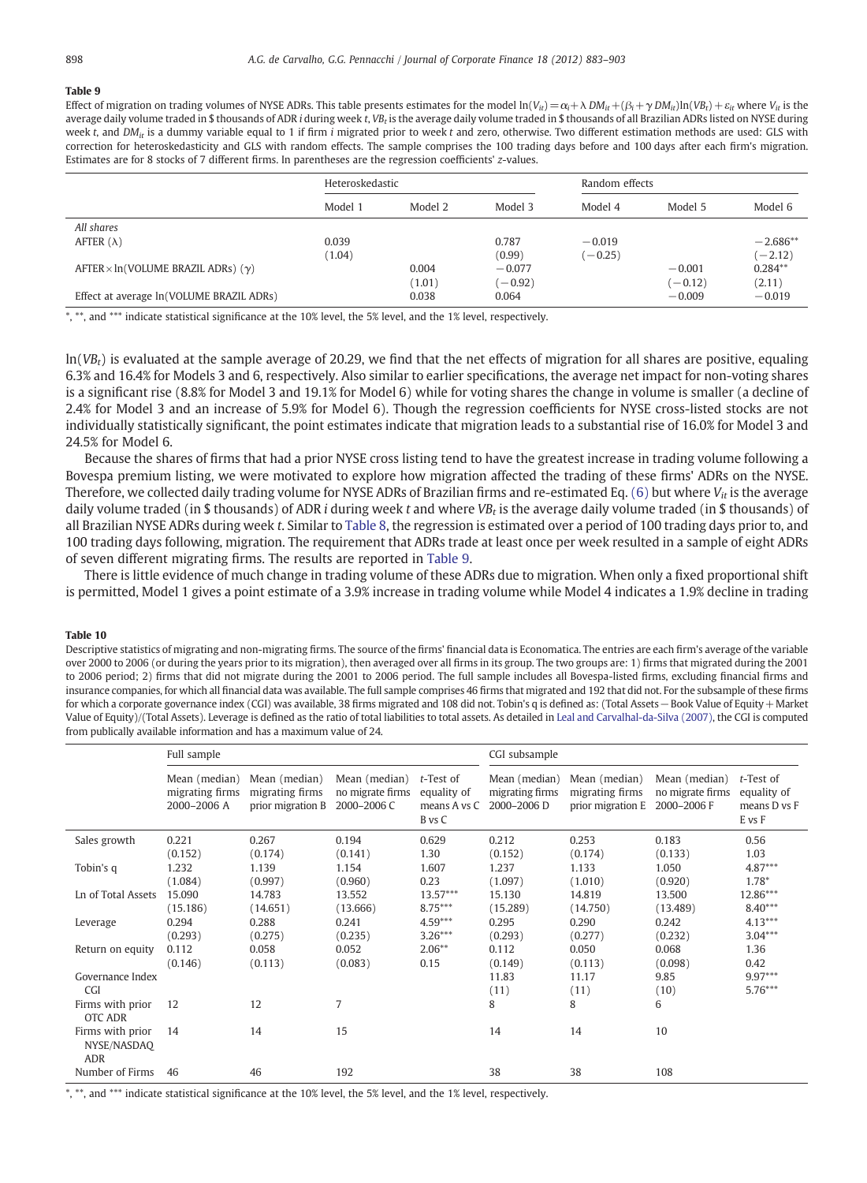**Table 9**

Effect of migration on trading volumes of NYSE ADRs. This table presents estimates for the model $\ln(V_{it}) = \alpha_i + \lambda\, DM_{it} + (\beta_i + \gamma\, DM_{it})\ln(VB_t) + \varepsilon_{it}$ where $V_{it}$ is the average daily volume traded in \$ thousands of ADR $i$ during week $t$, $VB_t$ is the average daily volume traded in \$ thousands of all Brazilian ADRs listed on NYSE during week $t$, and $DM_{it}$ is a dummy variable equal to 1 if firm $i$ migrated prior to week $t$ and zero, otherwise. Two different estimation methods are used: GLS with correction for heteroskedasticity and GLS with random effects. The sample comprises the 100 trading days before and 100 days after each firm's migration. Estimates are for 8 stocks of 7 different firms. In parentheses are the regression coefficients' z-values.

| | Heteroskedastic | | | Random effects | | |
|---|---|---|---|---|---|---|
| | Model 1 | Model 2 | Model 3 | Model 4 | Model 5 | Model 6 |
| *All shares* | | | | | | |
| AFTER (λ) | 0.039 | | 0.787 | −0.019 | | −2.686** |
| | (1.04) | | (0.99) | (−0.25) | | (−2.12) |
| AFTER × ln(VOLUME BRAZIL ADRs) (γ) | | 0.004 | −0.077 | | −0.001 | 0.284** |
| | | (1.01) | (−0.92) | | (−0.12) | (2.11) |
| Effect at average ln(VOLUME BRAZIL ADRs) | | 0.038 | 0.064 | | −0.009 | −0.019 |

*, **, and *** indicate statistical significance at the 10% level, the 5% level, and the 1% level, respectively.

$\ln(VB_t)$ is evaluated at the sample average of 20.29, we find that the net effects of migration for all shares are positive, equaling 6.3% and 16.4% for Models 3 and 6, respectively. Also similar to earlier specifications, the average net impact for non-voting shares is a significant rise (8.8% for Model 3 and 19.1% for Model 6) while for voting shares the change in volume is smaller (a decline of 2.4% for Model 3 and an increase of 5.9% for Model 6). Though the regression coefficients for NYSE cross-listed stocks are not individually statistically significant, the point estimates indicate that migration leads to a substantial rise of 16.0% for Model 3 and 24.5% for Model 6.

Because the shares of firms that had a prior NYSE cross listing tend to have the greatest increase in trading volume following a Bovespa premium listing, we were motivated to explore how migration affected the trading of these firms' ADRs on the NYSE. Therefore, we collected daily trading volume for NYSE ADRs of Brazilian firms and re-estimated Eq. (6) but where $V_{it}$ is the average daily volume traded (in \$ thousands) of ADR $i$ during week $t$ and where $VB_t$ is the average daily volume traded (in \$ thousands) of all Brazilian NYSE ADRs during week $t$. Similar to Table 8, the regression is estimated over a period of 100 trading days prior to, and 100 trading days following, migration. The requirement that ADRs trade at least once per week resulted in a sample of eight ADRs of seven different migrating firms. The results are reported in Table 9.

There is little evidence of much change in trading volume of these ADRs due to migration. When only a fixed proportional shift is permitted, Model 1 gives a point estimate of a 3.9% increase in trading volume while Model 4 indicates a 1.9% decline in trading

**Table 10**

Descriptive statistics of migrating and non-migrating firms. The source of the firms' financial data is Economatica. The entries are each firm's average of the variable over 2000 to 2006 (or during the years prior to its migration), then averaged over all firms in its group. The two groups are: 1) firms that migrated during the 2001 to 2006 period; 2) firms that did not migrate during the 2001 to 2006 period. The full sample includes all Bovespa-listed firms, excluding financial firms and insurance companies, for which all financial data was available. The full sample comprises 46 firms that migrated and 192 that did not. For the subsample of these firms for which a corporate governance index (CGI) was available, 38 firms migrated and 108 did not. Tobin's q is defined as: (Total Assets − Book Value of Equity + Market Value of Equity)/(Total Assets). Leverage is defined as the ratio of total liabilities to total assets. As detailed in Leal and Carvalhal-da-Silva (2007), the CGI is computed from publically available information and has a maximum value of 24.

| | Full sample | | | | CGI subsample | | | |
|---|---|---|---|---|---|---|---|---|
| | Mean (median) migrating firms 2000–2006 A | Mean (median) migrating firms prior migration B | Mean (median) no migrate firms 2000–2006 C | t-Test of equality of means A vs C B vs C | Mean (median) migrating firms 2000–2006 D | Mean (median) migrating firms prior migration E | Mean (median) no migrate firms 2000–2006 F | t-Test of equality of means D vs F E vs F |
| Sales growth | 0.221 | 0.267 | 0.194 | 0.629 | 0.212 | 0.253 | 0.183 | 0.56 |
| | (0.152) | (0.174) | (0.141) | 1.30 | (0.152) | (0.174) | (0.133) | 1.03 |
| Tobin's q | 1.232 | 1.139 | 1.154 | 1.607 | 1.237 | 1.133 | 1.050 | 4.87*** |
| | (1.084) | (0.997) | (0.960) | 0.23 | (1.097) | (1.010) | (0.920) | 1.78* |
| Ln of Total Assets | 15.090 | 14.783 | 13.552 | 13.57*** | 15.130 | 14.819 | 13.500 | 12.86*** |
| | (15.186) | (14.651) | (13.666) | 8.75*** | (15.289) | (14.750) | (13.489) | 8.40*** |
| Leverage | 0.294 | 0.288 | 0.241 | 4.59*** | 0.295 | 0.290 | 0.242 | 4.13*** |
| | (0.293) | (0.275) | (0.235) | 3.26*** | (0.293) | (0.277) | (0.232) | 3.04*** |
| Return on equity | 0.112 | 0.058 | 0.052 | 2.06** | 0.112 | 0.050 | 0.068 | 1.36 |
| | (0.146) | (0.113) | (0.083) | 0.15 | (0.149) | (0.113) | (0.098) | 0.42 |
| Governance Index CGI | | | | | 11.83 | 11.17 | 9.85 | 9.97*** |
| | | | | | (11) | (11) | (10) | 5.76*** |
| Firms with prior OTC ADR | 12 | 12 | 7 | | 8 | 8 | 6 | |
| Firms with prior NYSE/NASDAQ ADR | 14 | 14 | 15 | | 14 | 14 | 10 | |
| Number of Firms | 46 | 46 | 192 | | 38 | 38 | 108 | |

*, **, and *** indicate statistical significance at the 10% level, the 5% level, and the 1% level, respectively.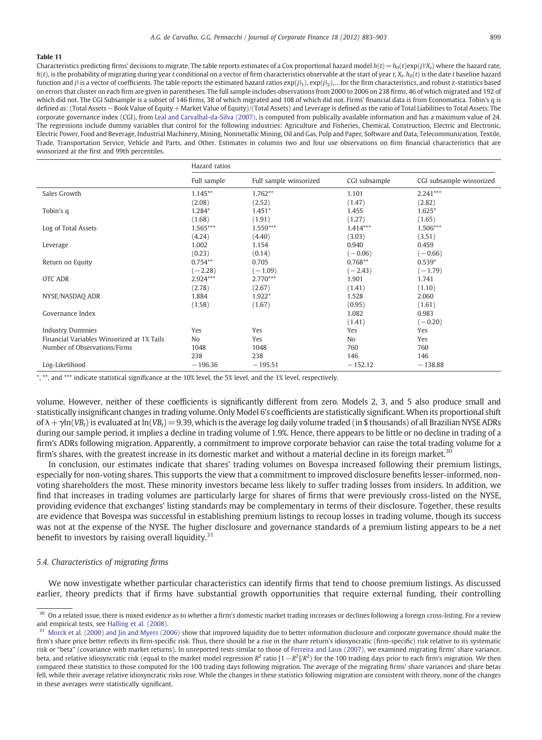**Table 11**

Characteristics predicting firms' decisions to migrate. The table reports estimates of a Cox proportional hazard model $h(t) = h_0(t)\exp(\beta' X_t)$ where the hazard rate, $h(t)$, is the probability of migrating during year $t$ conditional on a vector of firm characteristics observable at the start of year $t$, $X_t$. $h_0(t)$ is the date $t$ baseline hazard function and $\beta$ is a vector of coefficients. The table reports the estimated hazard ratios $\exp(\beta_1)$, $\exp(\beta_2)$,…for the firm characteristics, and robust z-statistics based on errors that cluster on each firm are given in parentheses. The full sample includes observations from 2000 to 2006 on 238 firms, 46 of which migrated and 192 of which did not. The CGI Subsample is a subset of 146 firms, 38 of which migrated and 108 of which did not. Firms' financial data is from Economatica. Tobin's q is defined as: (Total Assets − Book Value of Equity + Market Value of Equity)/(Total Assets) and Leverage is defined as the ratio of Total Liabilities to Total Assets. The corporate governance index (CGI), from Leal and Carvalhal-da-Silva (2007), is computed from publically available information and has a maximum value of 24. The regressions include dummy variables that control for the following industries: Agriculture and Fisheries, Chemical, Construction, Electric and Electronic, Electric Power, Food and Beverage, Industrial Machinery, Mining, Nonmetallic Mining, Oil and Gas, Pulp and Paper, Software and Data, Telecommunication, Textile, Trade, Transportation Service, Vehicle and Parts, and Other. Estimates in columns two and four use observations on firm financial characteristics that are winsorized at the first and 99th percentiles.

| | Hazard ratios | | | |
|---|---|---|---|---|
| | Full sample | Full sample winsorized | CGI subsample | CGI subsample winsorized |
| Sales Growth | 1.145** | 1.762** | 1.101 | 2.241*** |
| | (2.08) | (2.52) | (1.47) | (2.82) |
| Tobin's q | 1.284* | 1.451* | 1.455 | 1.625* |
| | (1.68) | (1.91) | (1.27) | (1.65) |
| Log of Total Assets | 1.565*** | 1.559*** | 1.414*** | 1.506*** |
| | (4.24) | (4.40) | (3.03) | (3.51) |
| Leverage | 1.002 | 1.154 | 0.940 | 0.459 |
| | (0.23) | (0.14) | (−0.06) | (−0.66) |
| Return on Equity | 0.754** | 0.705 | 0.768** | 0.539* |
| | (−2.28) | (−1.09) | (−2.43) | (−1.79) |
| OTC ADR | 2.924*** | 2.770*** | 1.901 | 1.741 |
| | (2.78) | (2.67) | (1.41) | (1.10) |
| NYSE/NASDAQ ADR | 1.884 | 1.922* | 1.528 | 2.060 |
| | (1.58) | (1.67) | (0.95) | (1.61) |
| Governance Index | | | 1.082 | 0.983 |
| | | | (1.41) | (−0.20) |
| Industry Dummies | Yes | Yes | Yes | Yes |
| Financial Variables Winsorized at 1% Tails | No | Yes | No | Yes |
| Number of Observations/Firms | 1048 | 1048 | 760 | 760 |
| | 238 | 238 | 146 | 146 |
| Log-Likelihood | −196.36 | −195.51 | −152.12 | −138.88 |

*, **, and *** indicate statistical significance at the 10% level, the 5% level, and the 1% level, respectively.

volume. However, neither of these coefficients is significantly different from zero. Models 2, 3, and 5 also produce small and statistically insignificant changes in trading volume. Only Model 6's coefficients are statistically significant. When its proportional shift of $\lambda + \gamma \ln(VB_t)$ is evaluated at $\ln(VB_t) = 9.39$, which is the average log daily volume traded (in \$ thousands) of all Brazilian NYSE ADRs during our sample period, it implies a decline in trading volume of 1.9%. Hence, there appears to be little or no decline in trading of a firm's ADRs following migration. Apparently, a commitment to improve corporate behavior can raise the total trading volume for a firm's shares, with the greatest increase in its domestic market and without a material decline in its foreign market.[30]

In conclusion, our estimates indicate that shares' trading volumes on Bovespa increased following their premium listings, especially for non-voting shares. This supports the view that a commitment to improved disclosure benefits lesser-informed, non-voting shareholders the most. These minority investors became less likely to suffer trading losses from insiders. In addition, we find that increases in trading volumes are particularly large for shares of firms that were previously cross-listed on the NYSE, providing evidence that exchanges' listing standards may be complementary in terms of their disclosure. Together, these results are evidence that Bovespa was successful in establishing premium listings to recoup losses in trading volume, though its success was not at the expense of the NYSE. The higher disclosure and governance standards of a premium listing appears to be a net benefit to investors by raising overall liquidity.[31]

### 5.4. Characteristics of migrating firms

We now investigate whether particular characteristics can identify firms that tend to choose premium listings. As discussed earlier, theory predicts that if firms have substantial growth opportunities that require external funding, their controlling

---

[30] On a related issue, there is mixed evidence as to whether a firm's domestic market trading increases or declines following a foreign cross-listing. For a review and empirical tests, see Halling et al. (2008).

[31] Morck et al. (2000) and Jin and Myers (2006) show that improved liquidity due to better information disclosure and corporate governance should make the firm's share price better reflects its firm-specific risk. Thus, there should be a rise in the share return's idiosyncratic (firm-specific) risk relative to its systematic risk or "beta" (covariance with market returns). In unreported tests similar to those of Ferreira and Laux (2007), we examined migrating firms' share variance, beta, and relative idiosyncratic risk (equal to the market model regression $R^2$ ratio $[1 - R^2]/R^2$) for the 100 trading days prior to each firm's migration. We then compared these statistics to those computed for the 100 trading days following migration. The average of the migrating firms' share variances and share betas fell, while their average relative idiosyncratic risks rose. While the changes in these statistics following migration are consistent with theory, none of the changes in these averages were statistically significant.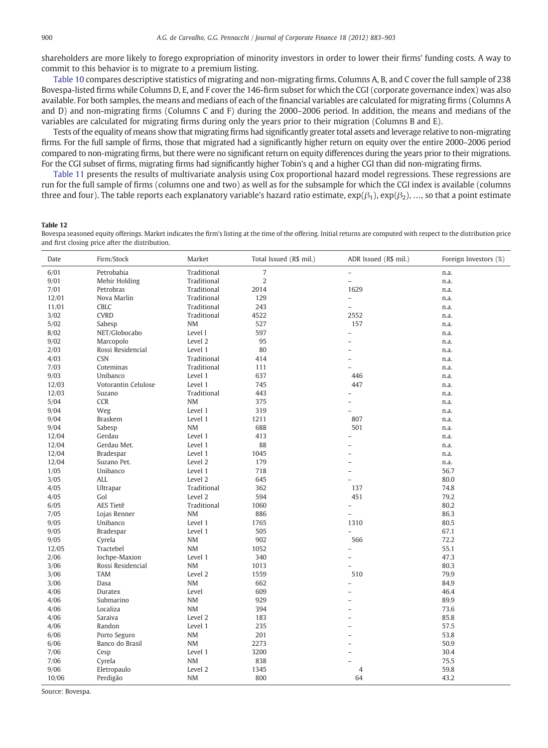shareholders are more likely to forego expropriation of minority investors in order to lower their firms' funding costs. A way to commit to this behavior is to migrate to a premium listing.

Table 10 compares descriptive statistics of migrating and non-migrating firms. Columns A, B, and C cover the full sample of 238 Bovespa-listed firms while Columns D, E, and F cover the 146-firm subset for which the CGI (corporate governance index) was also available. For both samples, the means and medians of each of the financial variables are calculated for migrating firms (Columns A and D) and non-migrating firms (Columns C and F) during the 2000–2006 period. In addition, the means and medians of the variables are calculated for migrating firms during only the years prior to their migration (Columns B and E).

Tests of the equality of means show that migrating firms had significantly greater total assets and leverage relative to non-migrating firms. For the full sample of firms, those that migrated had a significantly higher return on equity over the entire 2000–2006 period compared to non-migrating firms, but there were no significant return on equity differences during the years prior to their migrations. For the CGI subset of firms, migrating firms had significantly higher Tobin's q and a higher CGI than did non-migrating firms.

Table 11 presents the results of multivariate analysis using Cox proportional hazard model regressions. These regressions are run for the full sample of firms (columns one and two) as well as for the subsample for which the CGI index is available (columns three and four). The table reports each explanatory variable's hazard ratio estimate, $\exp(\beta_1)$, $\exp(\beta_2)$, ..., so that a point estimate

**Table 12**

Bovespa seasoned equity offerings. Market indicates the firm's listing at the time of the offering. Initial returns are computed with respect to the distribution price and first closing price after the distribution.

| Date | Firm/Stock | Market | Total Issued (R$ mil.) | ADR Issued (R$ mil.) | Foreign Investors (%) |
|---|---|---|---|---|---|
| 6/01 | Petrobahia | Traditional | 7 | – | n.a. |
| 9/01 | Mehir Holding | Traditional | 2 | – | n.a. |
| 7/01 | Petrobras | Traditional | 2014 | 1629 | n.a. |
| 12/01 | Nova Marlin | Traditional | 129 | – | n.a. |
| 11/01 | CBLC | Traditional | 243 | – | n.a. |
| 3/02 | CVRD | Traditional | 4522 | 2552 | n.a. |
| 5/02 | Sabesp | NM | 527 | 157 | n.a. |
| 8/02 | NET/Globocabo | Level l | 597 | – | n.a. |
| 9/02 | Marcopolo | Level 2 | 95 | – | n.a. |
| 2/03 | Rossi Residencial | Level 1 | 80 | – | n.a. |
| 4/03 | CSN | Traditional | 414 | – | n.a. |
| 7/03 | Coteminas | Traditional | 111 | – | n.a. |
| 9/03 | Unibanco | Level 1 | 637 | 446 | n.a. |
| 12/03 | Votorantin Celulose | Level 1 | 745 | 447 | n.a. |
| 12/03 | Suzano | Traditional | 443 | – | n.a. |
| 5/04 | CCR | NM | 375 | – | n.a. |
| 9/04 | Weg | Level 1 | 319 | – | n.a. |
| 9/04 | Braskem | Level 1 | 1211 | 807 | n.a. |
| 9/04 | Sabesp | NM | 688 | 501 | n.a. |
| 12/04 | Gerdau | Level 1 | 413 | – | n.a. |
| 12/04 | Gerdau Met. | Level 1 | 88 | – | n.a. |
| 12/04 | Bradespar | Level 1 | 1045 | – | n.a. |
| 12/04 | Suzano Pet. | Level 2 | 179 | – | n.a. |
| 1/05 | Unibanco | Level 1 | 718 | – | 56.7 |
| 3/05 | ALL | Level 2 | 645 | – | 80.0 |
| 4/05 | Ultrapar | Traditional | 362 | 137 | 74.8 |
| 4/05 | Gol | Level 2 | 594 | 451 | 79.2 |
| 6/05 | AES Tietê | Traditional | 1060 | – | 80.2 |
| 7/05 | Lojas Renner | NM | 886 | – | 86.3 |
| 9/05 | Unibanco | Level 1 | 1765 | 1310 | 80.5 |
| 9/05 | Bradespar | Level 1 | 505 | – | 67.1 |
| 9/05 | Cyrela | NM | 902 | 566 | 72.2 |
| 12/05 | Tractebel | NM | 1052 | – | 55.1 |
| 2/06 | Iochpe-Maxion | Level 1 | 340 | – | 47.3 |
| 3/06 | Rossi Residencial | NM | 1013 | – | 80.3 |
| 3/06 | TAM | Level 2 | 1559 | 510 | 79.9 |
| 3/06 | Dasa | NM | 662 | – | 84.9 |
| 4/06 | Duratex | Level | 609 | – | 46.4 |
| 4/06 | Submarino | NM | 929 | – | 89.9 |
| 4/06 | Localiza | NM | 394 | – | 73.6 |
| 4/06 | Saraiva | Level 2 | 183 | – | 85.8 |
| 4/06 | Randon | Level 1 | 235 | – | 57.5 |
| 6/06 | Porto Seguro | NM | 201 | – | 53.8 |
| 6/06 | Banco do Brasil | NM | 2273 | – | 50.9 |
| 7/06 | Cesp | Level 1 | 3200 | – | 30.4 |
| 7/06 | Cyrela | NM | 838 | – | 75.5 |
| 9/06 | Eletropaulo | Level 2 | 1345 | 4 | 59.8 |
| 10/06 | Perdigão | NM | 800 | 64 | 43.2 |

Source: Bovespa.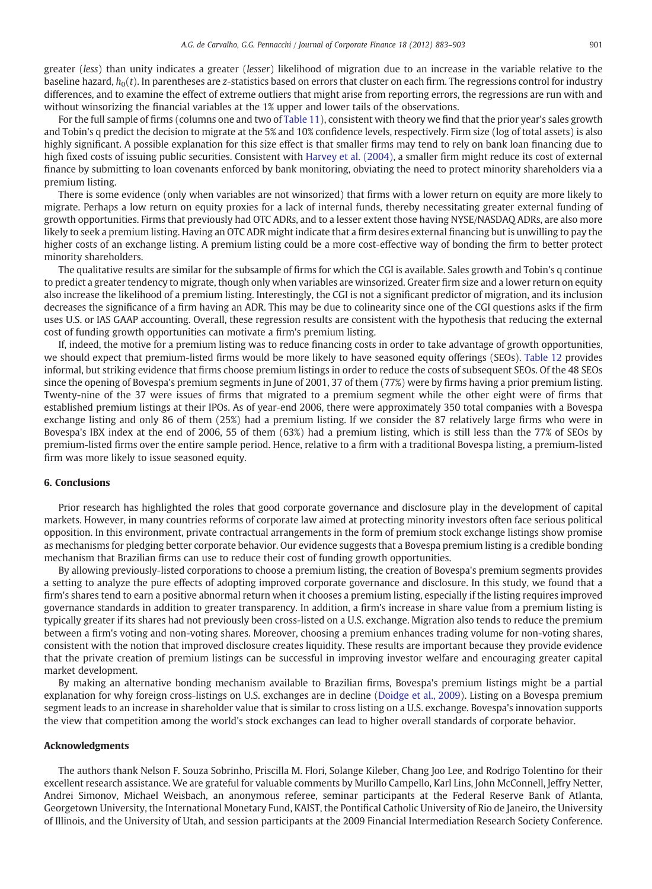greater (*less*) than unity indicates a greater (*lesser*) likelihood of migration due to an increase in the variable relative to the baseline hazard, $h_0(t)$. In parentheses are $z$-statistics based on errors that cluster on each firm. The regressions control for industry differences, and to examine the effect of extreme outliers that might arise from reporting errors, the regressions are run with and without winsorizing the financial variables at the 1% upper and lower tails of the observations.

For the full sample of firms (columns one and two of Table 11), consistent with theory we find that the prior year's sales growth and Tobin's q predict the decision to migrate at the 5% and 10% confidence levels, respectively. Firm size (log of total assets) is also highly significant. A possible explanation for this size effect is that smaller firms may tend to rely on bank loan financing due to high fixed costs of issuing public securities. Consistent with Harvey et al. (2004), a smaller firm might reduce its cost of external finance by submitting to loan covenants enforced by bank monitoring, obviating the need to protect minority shareholders via a premium listing.

There is some evidence (only when variables are not winsorized) that firms with a lower return on equity are more likely to migrate. Perhaps a low return on equity proxies for a lack of internal funds, thereby necessitating greater external funding of growth opportunities. Firms that previously had OTC ADRs, and to a lesser extent those having NYSE/NASDAQ ADRs, are also more likely to seek a premium listing. Having an OTC ADR might indicate that a firm desires external financing but is unwilling to pay the higher costs of an exchange listing. A premium listing could be a more cost-effective way of bonding the firm to better protect minority shareholders.

The qualitative results are similar for the subsample of firms for which the CGI is available. Sales growth and Tobin's q continue to predict a greater tendency to migrate, though only when variables are winsorized. Greater firm size and a lower return on equity also increase the likelihood of a premium listing. Interestingly, the CGI is not a significant predictor of migration, and its inclusion decreases the significance of a firm having an ADR. This may be due to colinearity since one of the CGI questions asks if the firm uses U.S. or IAS GAAP accounting. Overall, these regression results are consistent with the hypothesis that reducing the external cost of funding growth opportunities can motivate a firm's premium listing.

If, indeed, the motive for a premium listing was to reduce financing costs in order to take advantage of growth opportunities, we should expect that premium-listed firms would be more likely to have seasoned equity offerings (SEOs). Table 12 provides informal, but striking evidence that firms choose premium listings in order to reduce the costs of subsequent SEOs. Of the 48 SEOs since the opening of Bovespa's premium segments in June of 2001, 37 of them (77%) were by firms having a prior premium listing. Twenty-nine of the 37 were issues of firms that migrated to a premium segment while the other eight were of firms that established premium listings at their IPOs. As of year-end 2006, there were approximately 350 total companies with a Bovespa exchange listing and only 86 of them (25%) had a premium listing. If we consider the 87 relatively large firms who were in Bovespa's IBX index at the end of 2006, 55 of them (63%) had a premium listing, which is still less than the 77% of SEOs by premium-listed firms over the entire sample period. Hence, relative to a firm with a traditional Bovespa listing, a premium-listed firm was more likely to issue seasoned equity.

## 6. Conclusions

Prior research has highlighted the roles that good corporate governance and disclosure play in the development of capital markets. However, in many countries reforms of corporate law aimed at protecting minority investors often face serious political opposition. In this environment, private contractual arrangements in the form of premium stock exchange listings show promise as mechanisms for pledging better corporate behavior. Our evidence suggests that a Bovespa premium listing is a credible bonding mechanism that Brazilian firms can use to reduce their cost of funding growth opportunities.

By allowing previously-listed corporations to choose a premium listing, the creation of Bovespa's premium segments provides a setting to analyze the pure effects of adopting improved corporate governance and disclosure. In this study, we found that a firm's shares tend to earn a positive abnormal return when it chooses a premium listing, especially if the listing requires improved governance standards in addition to greater transparency. In addition, a firm's increase in share value from a premium listing is typically greater if its shares had not previously been cross-listed on a U.S. exchange. Migration also tends to reduce the premium between a firm's voting and non-voting shares. Moreover, choosing a premium enhances trading volume for non-voting shares, consistent with the notion that improved disclosure creates liquidity. These results are important because they provide evidence that the private creation of premium listings can be successful in improving investor welfare and encouraging greater capital market development.

By making an alternative bonding mechanism available to Brazilian firms, Bovespa's premium listings might be a partial explanation for why foreign cross-listings on U.S. exchanges are in decline (Doidge et al., 2009). Listing on a Bovespa premium segment leads to an increase in shareholder value that is similar to cross listing on a U.S. exchange. Bovespa's innovation supports the view that competition among the world's stock exchanges can lead to higher overall standards of corporate behavior.

## Acknowledgments

The authors thank Nelson F. Souza Sobrinho, Priscilla M. Flori, Solange Kileber, Chang Joo Lee, and Rodrigo Tolentino for their excellent research assistance. We are grateful for valuable comments by Murillo Campello, Karl Lins, John McConnell, Jeffry Netter, Andrei Simonov, Michael Weisbach, an anonymous referee, seminar participants at the Federal Reserve Bank of Atlanta, Georgetown University, the International Monetary Fund, KAIST, the Pontifical Catholic University of Rio de Janeiro, the University of Illinois, and the University of Utah, and session participants at the 2009 Financial Intermediation Research Society Conference.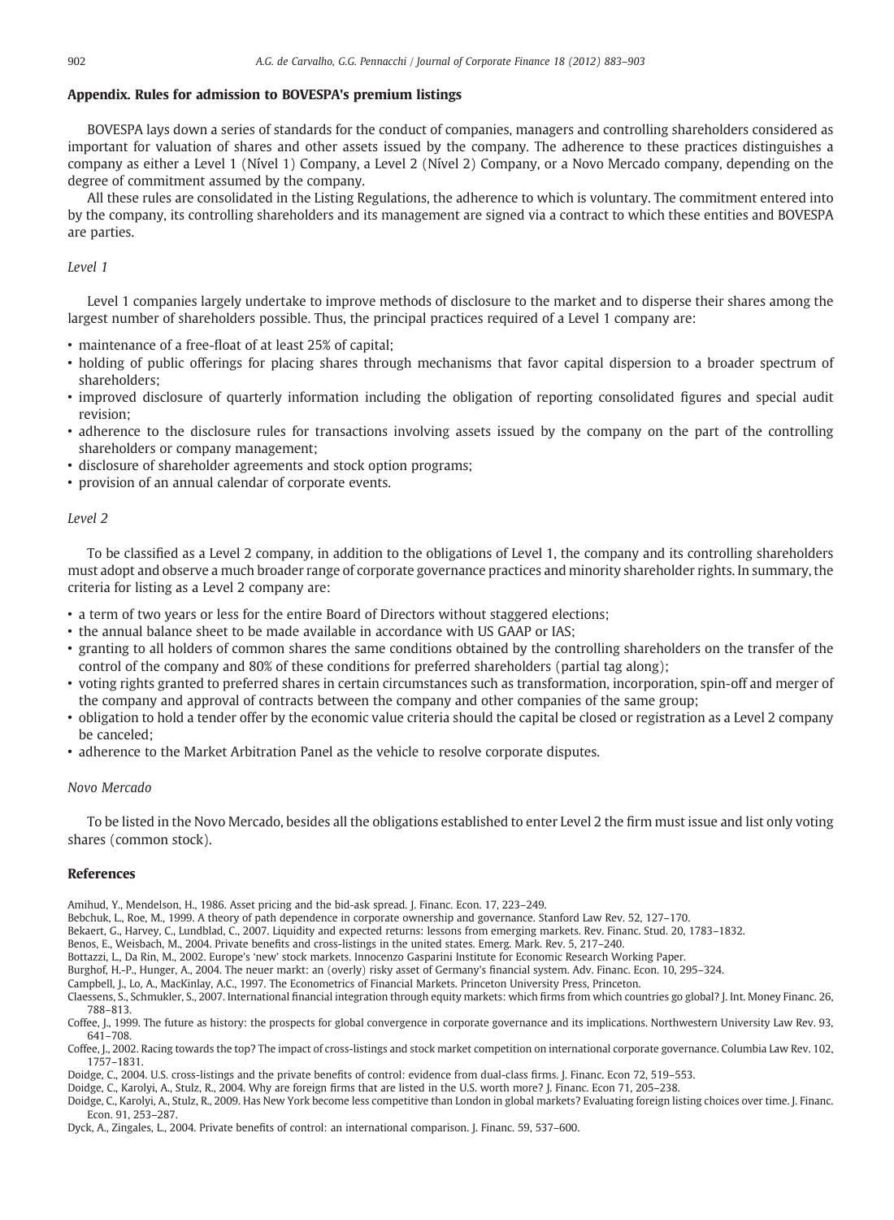## Appendix. Rules for admission to BOVESPA's premium listings

BOVESPA lays down a series of standards for the conduct of companies, managers and controlling shareholders considered as important for valuation of shares and other assets issued by the company. The adherence to these practices distinguishes a company as either a Level 1 (Nível 1) Company, a Level 2 (Nível 2) Company, or a Novo Mercado company, depending on the degree of commitment assumed by the company.

All these rules are consolidated in the Listing Regulations, the adherence to which is voluntary. The commitment entered into by the company, its controlling shareholders and its management are signed via a contract to which these entities and BOVESPA are parties.

### *Level 1*

Level 1 companies largely undertake to improve methods of disclosure to the market and to disperse their shares among the largest number of shareholders possible. Thus, the principal practices required of a Level 1 company are:

- maintenance of a free-float of at least 25% of capital;
- holding of public offerings for placing shares through mechanisms that favor capital dispersion to a broader spectrum of shareholders;
- improved disclosure of quarterly information including the obligation of reporting consolidated figures and special audit revision;
- adherence to the disclosure rules for transactions involving assets issued by the company on the part of the controlling shareholders or company management;
- disclosure of shareholder agreements and stock option programs;
- provision of an annual calendar of corporate events.

### *Level 2*

To be classified as a Level 2 company, in addition to the obligations of Level 1, the company and its controlling shareholders must adopt and observe a much broader range of corporate governance practices and minority shareholder rights. In summary, the criteria for listing as a Level 2 company are:

- a term of two years or less for the entire Board of Directors without staggered elections;
- the annual balance sheet to be made available in accordance with US GAAP or IAS;
- granting to all holders of common shares the same conditions obtained by the controlling shareholders on the transfer of the control of the company and 80% of these conditions for preferred shareholders (partial tag along);
- voting rights granted to preferred shares in certain circumstances such as transformation, incorporation, spin-off and merger of the company and approval of contracts between the company and other companies of the same group;
- obligation to hold a tender offer by the economic value criteria should the capital be closed or registration as a Level 2 company be canceled;
- adherence to the Market Arbitration Panel as the vehicle to resolve corporate disputes.

### *Novo Mercado*

To be listed in the Novo Mercado, besides all the obligations established to enter Level 2 the firm must issue and list only voting shares (common stock).

## References

Amihud, Y., Mendelson, H., 1986. Asset pricing and the bid-ask spread. J. Financ. Econ. 17, 223–249.

Bebchuk, L., Roe, M., 1999. A theory of path dependence in corporate ownership and governance. Stanford Law Rev. 52, 127–170.

Bekaert, G., Harvey, C., Lundblad, C., 2007. Liquidity and expected returns: lessons from emerging markets. Rev. Financ. Stud. 20, 1783–1832.

Benos, E., Weisbach, M., 2004. Private benefits and cross-listings in the united states. Emerg. Mark. Rev. 5, 217–240.

Bottazzi, L., Da Rin, M., 2002. Europe's 'new' stock markets. Innocenzo Gasparini Institute for Economic Research Working Paper.

Burghof, H.-P., Hunger, A., 2004. The neuer markt: an (overly) risky asset of Germany's financial system. Adv. Financ. Econ. 10, 295–324.

Campbell, J., Lo, A., MacKinlay, A.C., 1997. The Econometrics of Financial Markets. Princeton University Press, Princeton.

Claessens, S., Schmukler, S., 2007. International financial integration through equity markets: which firms from which countries go global? J. Int. Money Financ. 26, 788–813.

Coffee, J., 1999. The future as history: the prospects for global convergence in corporate governance and its implications. Northwestern University Law Rev. 93, 641–708.

Coffee, J., 2002. Racing towards the top? The impact of cross-listings and stock market competition on international corporate governance. Columbia Law Rev. 102, 1757–1831.

Doidge, C., 2004. U.S. cross-listings and the private benefits of control: evidence from dual-class firms. J. Financ. Econ 72, 519–553.

Doidge, C., Karolyi, A., Stulz, R., 2004. Why are foreign firms that are listed in the U.S. worth more? J. Financ. Econ 71, 205–238.

Doidge, C., Karolyi, A., Stulz, R., 2009. Has New York become less competitive than London in global markets? Evaluating foreign listing choices over time. J. Financ. Econ. 91, 253–287.

Dyck, A., Zingales, L., 2004. Private benefits of control: an international comparison. J. Financ. 59, 537–600.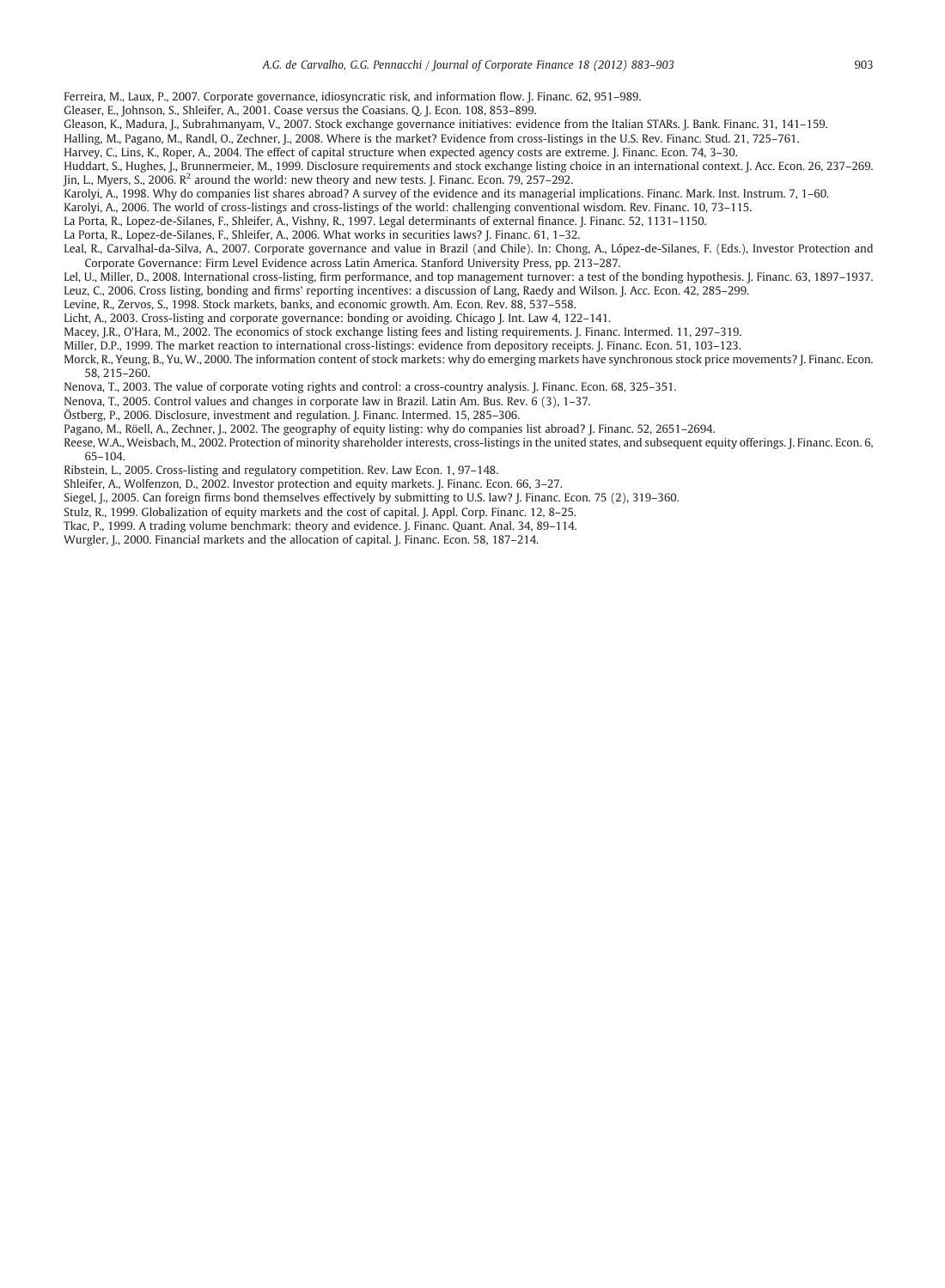Ferreira, M., Laux, P., 2007. Corporate governance, idiosyncratic risk, and information flow. J. Financ. 62, 951–989.

Gleaser, E., Johnson, S., Shleifer, A., 2001. Coase versus the Coasians. Q. J. Econ. 108, 853–899.

Gleason, K., Madura, J., Subrahmanyam, V., 2007. Stock exchange governance initiatives: evidence from the Italian STARs. J. Bank. Financ. 31, 141–159.

Halling, M., Pagano, M., Randl, O., Zechner, J., 2008. Where is the market? Evidence from cross-listings in the U.S. Rev. Financ. Stud. 21, 725–761.

Harvey, C., Lins, K., Roper, A., 2004. The effect of capital structure when expected agency costs are extreme. J. Financ. Econ. 74, 3–30.

Huddart, S., Hughes, J., Brunnermeier, M., 1999. Disclosure requirements and stock exchange listing choice in an international context. J. Acc. Econ. 26, 237–269.

Jin, L., Myers, S., 2006. $R^2$ around the world: new theory and new tests. J. Financ. Econ. 79, 257–292.

Karolyi, A., 1998. Why do companies list shares abroad? A survey of the evidence and its managerial implications. Financ. Mark. Inst. Instrum. 7, 1–60.

Karolyi, A., 2006. The world of cross-listings and cross-listings of the world: challenging conventional wisdom. Rev. Financ. 10, 73–115.

La Porta, R., Lopez-de-Silanes, F., Shleifer, A., Vishny, R., 1997. Legal determinants of external finance. J. Financ. 52, 1131–1150.

La Porta, R., Lopez-de-Silanes, F., Shleifer, A., 2006. What works in securities laws? J. Financ. 61, 1–32.

Leal, R., Carvalhal-da-Silva, A., 2007. Corporate governance and value in Brazil (and Chile). In: Chong, A., López-de-Silanes, F. (Eds.), Investor Protection and Corporate Governance: Firm Level Evidence across Latin America. Stanford University Press, pp. 213–287.

Lel, U., Miller, D., 2008. International cross-listing, firm performance, and top management turnover: a test of the bonding hypothesis. J. Financ. 63, 1897–1937.

Leuz, C., 2006. Cross listing, bonding and firms' reporting incentives: a discussion of Lang, Raedy and Wilson. J. Acc. Econ. 42, 285–299.

Levine, R., Zervos, S., 1998. Stock markets, banks, and economic growth. Am. Econ. Rev. 88, 537–558.

Licht, A., 2003. Cross-listing and corporate governance: bonding or avoiding. Chicago J. Int. Law 4, 122–141.

Macey, J.R., O'Hara, M., 2002. The economics of stock exchange listing fees and listing requirements. J. Financ. Intermed. 11, 297–319.

Miller, D.P., 1999. The market reaction to international cross-listings: evidence from depository receipts. J. Financ. Econ. 51, 103–123.

Morck, R., Yeung, B., Yu, W., 2000. The information content of stock markets: why do emerging markets have synchronous stock price movements? J. Financ. Econ. 58, 215–260.

Nenova, T., 2003. The value of corporate voting rights and control: a cross-country analysis. J. Financ. Econ. 68, 325–351.

Nenova, T., 2005. Control values and changes in corporate law in Brazil. Latin Am. Bus. Rev. 6 (3), 1–37.

Östberg, P., 2006. Disclosure, investment and regulation. J. Financ. Intermed. 15, 285–306.

Pagano, M., Röell, A., Zechner, J., 2002. The geography of equity listing: why do companies list abroad? J. Financ. 52, 2651–2694.

Reese, W.A., Weisbach, M., 2002. Protection of minority shareholder interests, cross-listings in the united states, and subsequent equity offerings. J. Financ. Econ. 6, 65–104.

Ribstein, L., 2005. Cross-listing and regulatory competition. Rev. Law Econ. 1, 97–148.

Shleifer, A., Wolfenzon, D., 2002. Investor protection and equity markets. J. Financ. Econ. 66, 3–27.

Siegel, J., 2005. Can foreign firms bond themselves effectively by submitting to U.S. law? J. Financ. Econ. 75 (2), 319–360.

Stulz, R., 1999. Globalization of equity markets and the cost of capital. J. Appl. Corp. Financ. 12, 8–25.

Tkac, P., 1999. A trading volume benchmark: theory and evidence. J. Financ. Quant. Anal. 34, 89–114.

Wurgler, J., 2000. Financial markets and the allocation of capital. J. Financ. Econ. 58, 187–214.